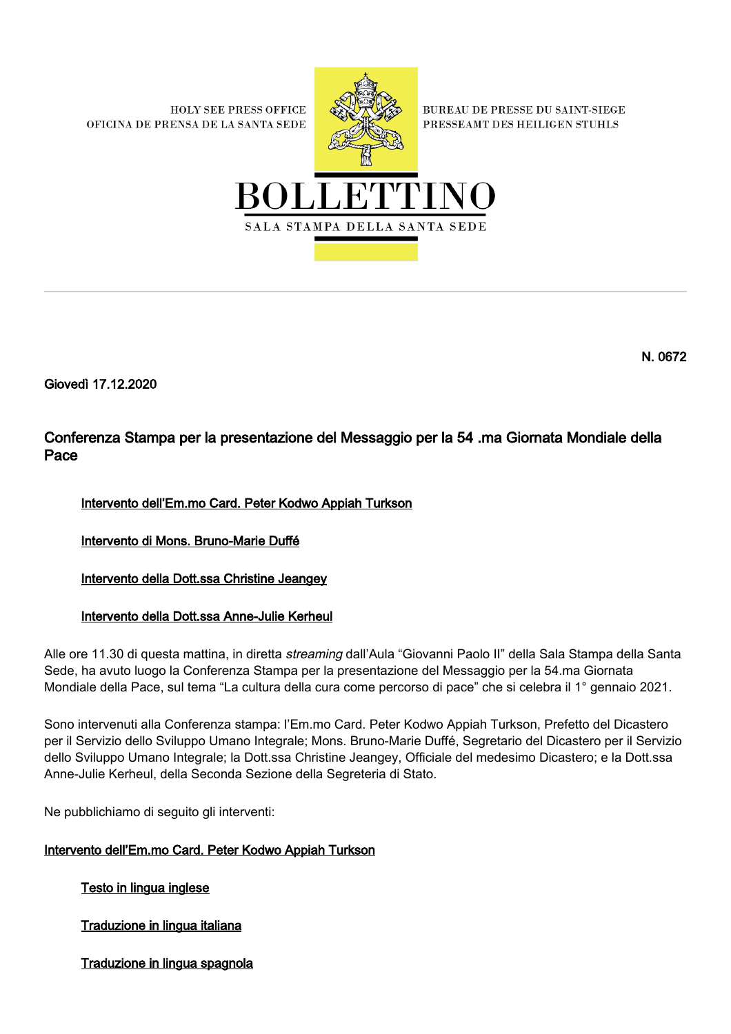HOLY SEE PRESS OFFICE
OFICINA DE PRENSA DE LA SANTA SEDE

BUREAU DE PRESSE DU SAINT-SIEGE
PRESSEAMT DES HEILIGEN STUHLS

# BOLLETTINO

SALA STAMPA DELLA SANTA SEDE

N. 0672

Giovedì 17.12.2020

## Conferenza Stampa per la presentazione del Messaggio per la 54 .ma Giornata Mondiale della Pace

Intervento dell'Em.mo Card. Peter Kodwo Appiah Turkson

Intervento di Mons. Bruno-Marie Duffé

Intervento della Dott.ssa Christine Jeangey

Intervento della Dott.ssa Anne-Julie Kerheul

Alle ore 11.30 di questa mattina, in diretta *streaming* dall'Aula "Giovanni Paolo II" della Sala Stampa della Santa Sede, ha avuto luogo la Conferenza Stampa per la presentazione del Messaggio per la 54.ma Giornata Mondiale della Pace, sul tema "La cultura della cura come percorso di pace" che si celebra il 1° gennaio 2021.

Sono intervenuti alla Conferenza stampa: l'Em.mo Card. Peter Kodwo Appiah Turkson, Prefetto del Dicastero per il Servizio dello Sviluppo Umano Integrale; Mons. Bruno-Marie Duffé, Segretario del Dicastero per il Servizio dello Sviluppo Umano Integrale; la Dott.ssa Christine Jeangey, Officiale del medesimo Dicastero; e la Dott.ssa Anne-Julie Kerheul, della Seconda Sezione della Segreteria di Stato.

Ne pubblichiamo di seguito gli interventi:

### Intervento dell'Em.mo Card. Peter Kodwo Appiah Turkson

Testo in lingua inglese

Traduzione in lingua italiana

Traduzione in lingua spagnola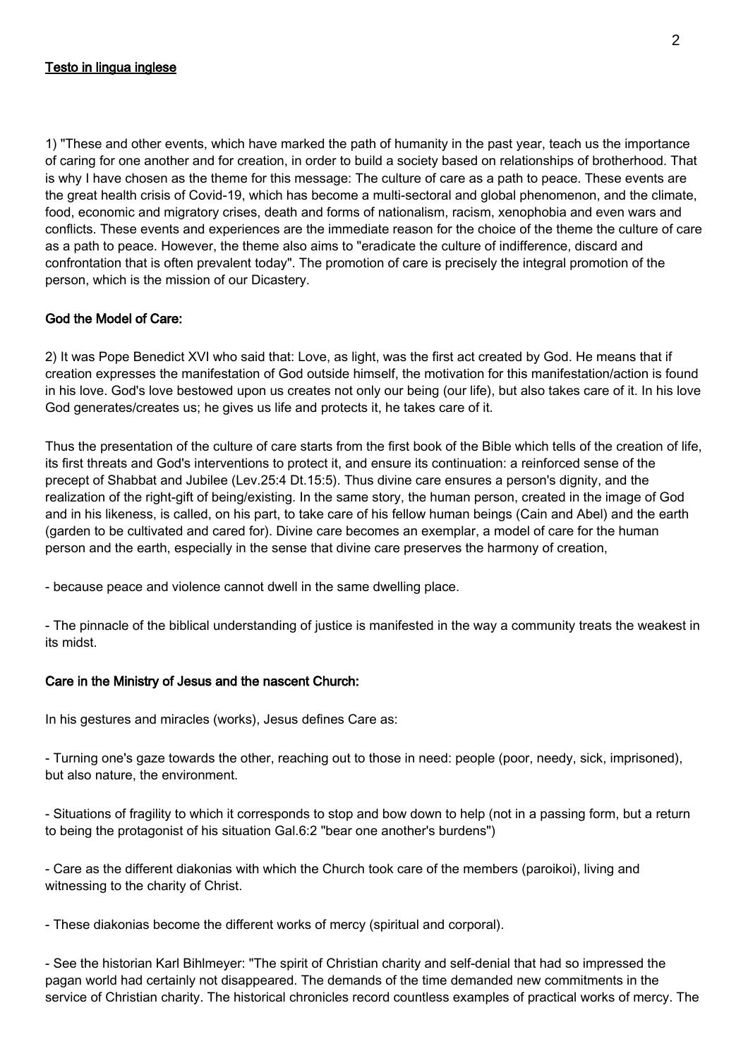Testo in lingua inglese

1) "These and other events, which have marked the path of humanity in the past year, teach us the importance of caring for one another and for creation, in order to build a society based on relationships of brotherhood. That is why I have chosen as the theme for this message: The culture of care as a path to peace. These events are the great health crisis of Covid-19, which has become a multi-sectoral and global phenomenon, and the climate, food, economic and migratory crises, death and forms of nationalism, racism, xenophobia and even wars and conflicts. These events and experiences are the immediate reason for the choice of the theme the culture of care as a path to peace. However, the theme also aims to "eradicate the culture of indifference, discard and confrontation that is often prevalent today". The promotion of care is precisely the integral promotion of the person, which is the mission of our Dicastery.

## God the Model of Care:

2) It was Pope Benedict XVI who said that: Love, as light, was the first act created by God. He means that if creation expresses the manifestation of God outside himself, the motivation for this manifestation/action is found in his love. God's love bestowed upon us creates not only our being (our life), but also takes care of it. In his love God generates/creates us; he gives us life and protects it, he takes care of it.

Thus the presentation of the culture of care starts from the first book of the Bible which tells of the creation of life, its first threats and God's interventions to protect it, and ensure its continuation: a reinforced sense of the precept of Shabbat and Jubilee (Lev.25:4 Dt.15:5). Thus divine care ensures a person's dignity, and the realization of the right-gift of being/existing. In the same story, the human person, created in the image of God and in his likeness, is called, on his part, to take care of his fellow human beings (Cain and Abel) and the earth (garden to be cultivated and cared for). Divine care becomes an exemplar, a model of care for the human person and the earth, especially in the sense that divine care preserves the harmony of creation,

- because peace and violence cannot dwell in the same dwelling place.

- The pinnacle of the biblical understanding of justice is manifested in the way a community treats the weakest in its midst.

## Care in the Ministry of Jesus and the nascent Church:

In his gestures and miracles (works), Jesus defines Care as:

- Turning one's gaze towards the other, reaching out to those in need: people (poor, needy, sick, imprisoned), but also nature, the environment.

- Situations of fragility to which it corresponds to stop and bow down to help (not in a passing form, but a return to being the protagonist of his situation Gal.6:2 "bear one another's burdens")

- Care as the different diakonias with which the Church took care of the members (paroikoi), living and witnessing to the charity of Christ.

- These diakonias become the different works of mercy (spiritual and corporal).

- See the historian Karl Bihlmeyer: "The spirit of Christian charity and self-denial that had so impressed the pagan world had certainly not disappeared. The demands of the time demanded new commitments in the service of Christian charity. The historical chronicles record countless examples of practical works of mercy. The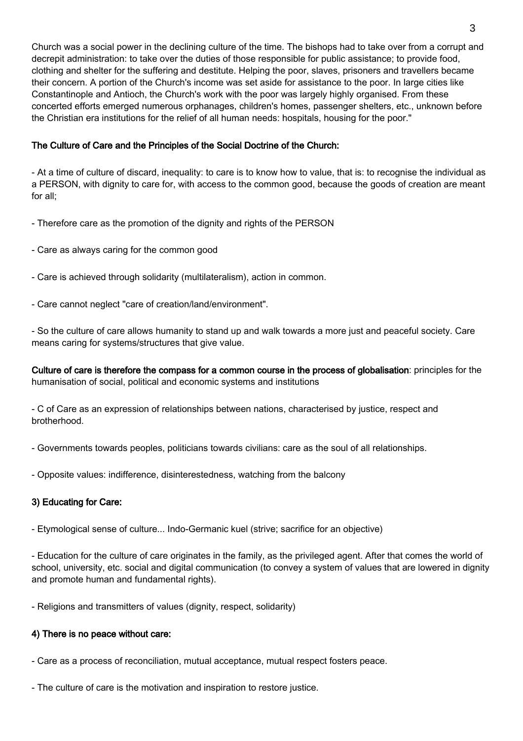Church was a social power in the declining culture of the time. The bishops had to take over from a corrupt and decrepit administration: to take over the duties of those responsible for public assistance; to provide food, clothing and shelter for the suffering and destitute. Helping the poor, slaves, prisoners and travellers became their concern. A portion of the Church's income was set aside for assistance to the poor. In large cities like Constantinople and Antioch, the Church's work with the poor was largely highly organised. From these concerted efforts emerged numerous orphanages, children's homes, passenger shelters, etc., unknown before the Christian era institutions for the relief of all human needs: hospitals, housing for the poor."

**The Culture of Care and the Principles of the Social Doctrine of the Church:**

- At a time of culture of discard, inequality: to care is to know how to value, that is: to recognise the individual as a PERSON, with dignity to care for, with access to the common good, because the goods of creation are meant for all;

- Therefore care as the promotion of the dignity and rights of the PERSON

- Care as always caring for the common good

- Care is achieved through solidarity (multilateralism), action in common.

- Care cannot neglect "care of creation/land/environment".

- So the culture of care allows humanity to stand up and walk towards a more just and peaceful society. Care means caring for systems/structures that give value.

**Culture of care is therefore the compass for a common course in the process of globalisation**: principles for the humanisation of social, political and economic systems and institutions

- C of Care as an expression of relationships between nations, characterised by justice, respect and brotherhood.

- Governments towards peoples, politicians towards civilians: care as the soul of all relationships.

- Opposite values: indifference, disinterestedness, watching from the balcony

**3) Educating for Care:**

- Etymological sense of culture... Indo-Germanic kuel (strive; sacrifice for an objective)

- Education for the culture of care originates in the family, as the privileged agent. After that comes the world of school, university, etc. social and digital communication (to convey a system of values that are lowered in dignity and promote human and fundamental rights).

- Religions and transmitters of values (dignity, respect, solidarity)

**4) There is no peace without care:**

- Care as a process of reconciliation, mutual acceptance, mutual respect fosters peace.

- The culture of care is the motivation and inspiration to restore justice.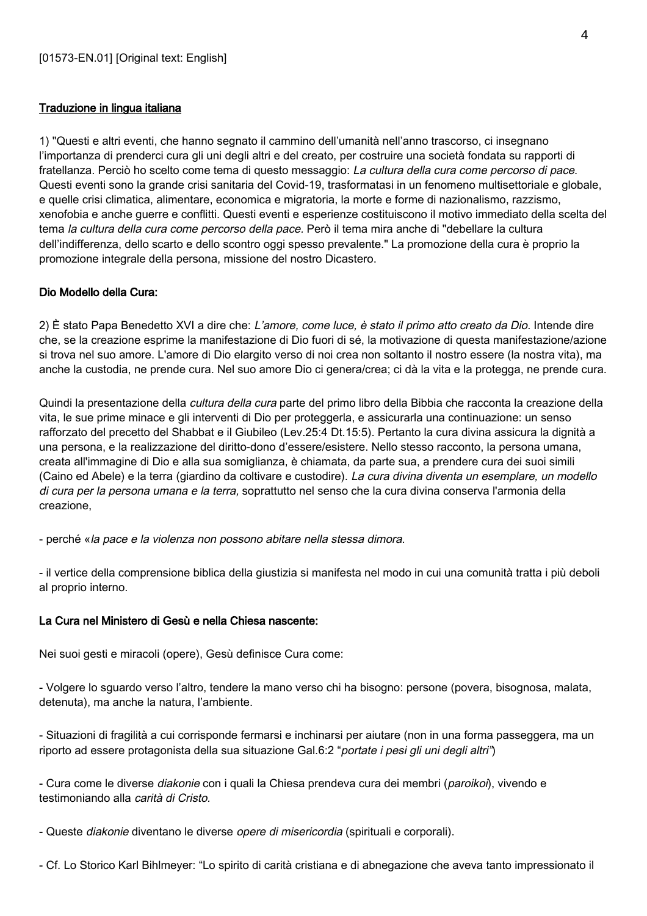[01573-EN.01] [Original text: English]

**Traduzione in lingua italiana**

1) "Questi e altri eventi, che hanno segnato il cammino dell'umanità nell'anno trascorso, ci insegnano l'importanza di prenderci cura gli uni degli altri e del creato, per costruire una società fondata su rapporti di fratellanza. Perciò ho scelto come tema di questo messaggio: *La cultura della cura come percorso di pace*. Questi eventi sono la grande crisi sanitaria del Covid-19, trasformatasi in un fenomeno multisettoriale e globale, e quelle crisi climatica, alimentare, economica e migratoria, la morte e forme di nazionalismo, razzismo, xenofobia e anche guerre e conflitti. Questi eventi e esperienze costituiscono il motivo immediato della scelta del tema *la cultura della cura come percorso della pace*. Però il tema mira anche di "debellare la cultura dell'indifferenza, dello scarto e dello scontro oggi spesso prevalente." La promozione della cura è proprio la promozione integrale della persona, missione del nostro Dicastero.

**Dio Modello della Cura:**

2) È stato Papa Benedetto XVI a dire che: *L'amore, come luce, è stato il primo atto creato da Dio.* Intende dire che, se la creazione esprime la manifestazione di Dio fuori di sé, la motivazione di questa manifestazione/azione si trova nel suo amore. L'amore di Dio elargito verso di noi crea non soltanto il nostro essere (la nostra vita), ma anche la custodia, ne prende cura. Nel suo amore Dio ci genera/crea; ci dà la vita e la protegga, ne prende cura.

Quindi la presentazione della *cultura della cura* parte del primo libro della Bibbia che racconta la creazione della vita, le sue prime minace e gli interventi di Dio per proteggerla, e assicurarla una continuazione: un senso rafforzato del precetto del Shabbat e il Giubileo (Lev.25:4 Dt.15:5). Pertanto la cura divina assicura la dignità a una persona, e la realizzazione del diritto-dono d'essere/esistere. Nello stesso racconto, la persona umana, creata all'immagine di Dio e alla sua somiglianza, è chiamata, da parte sua, a prendere cura dei suoi simili (Caino ed Abele) e la terra (giardino da coltivare e custodire). *La cura divina diventa un esemplare, un modello di cura per la persona umana e la terra,* soprattutto nel senso che la cura divina conserva l'armonia della creazione,

- perché «*la pace e la violenza non possono abitare nella stessa dimora.*

- il vertice della comprensione biblica della giustizia si manifesta nel modo in cui una comunità tratta i più deboli al proprio interno.

**La Cura nel Ministero di Gesù e nella Chiesa nascente:**

Nei suoi gesti e miracoli (opere), Gesù definisce Cura come:

- Volgere lo sguardo verso l'altro, tendere la mano verso chi ha bisogno: persone (povera, bisognosa, malata, detenuta), ma anche la natura, l'ambiente.

- Situazioni di fragilità a cui corrisponde fermarsi e inchinarsi per aiutare (non in una forma passeggera, ma un riporto ad essere protagonista della sua situazione Gal.6:2 "*portate i pesi gli uni degli altri"*)

- Cura come le diverse *diakonie* con i quali la Chiesa prendeva cura dei membri (*paroikoi*), vivendo e testimoniando alla *carità di Cristo.*

- Queste *diakonie* diventano le diverse *opere di misericordia* (spirituali e corporali).

- Cf. Lo Storico Karl Bihlmeyer: "Lo spirito di carità cristiana e di abnegazione che aveva tanto impressionato il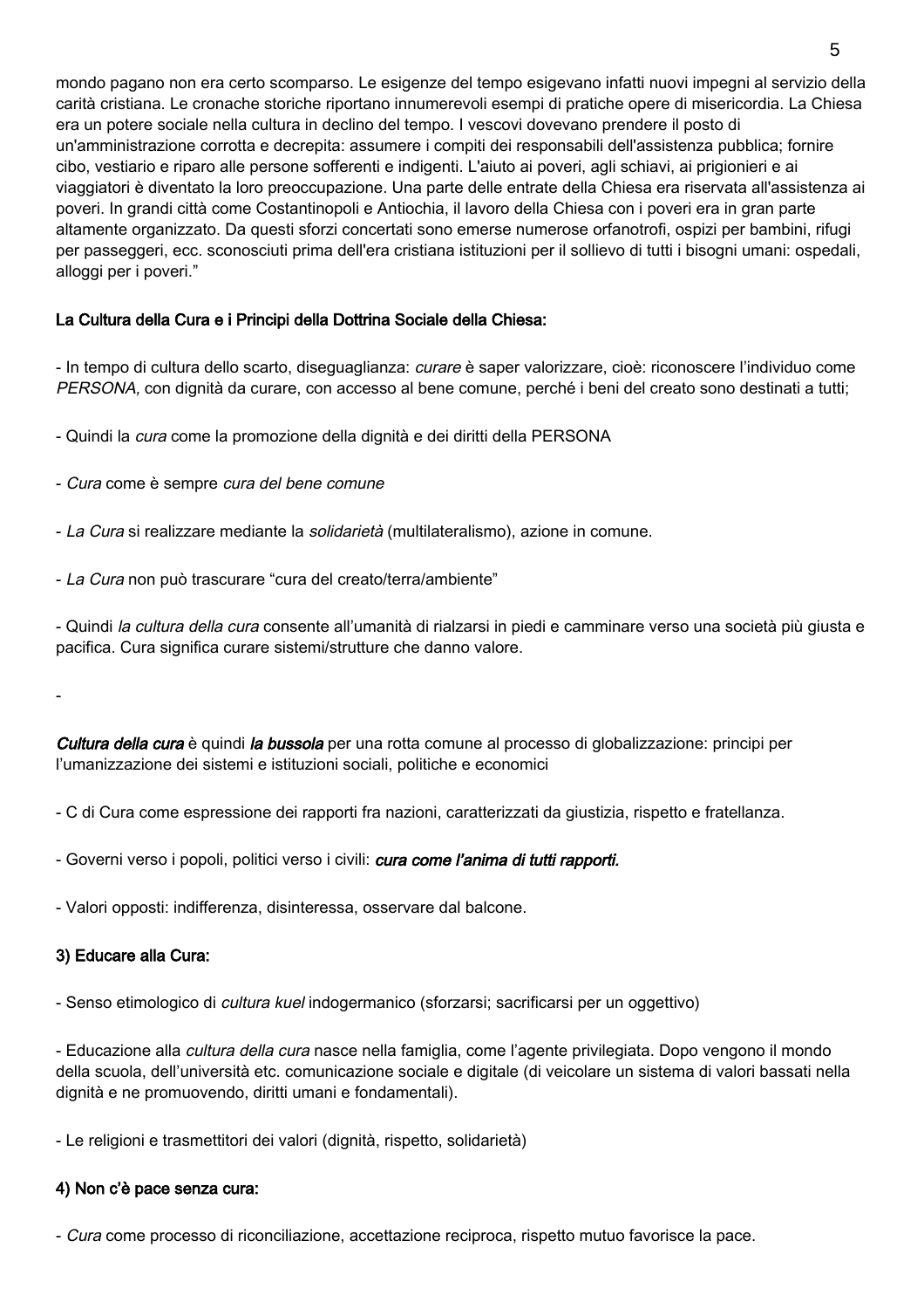mondo pagano non era certo scomparso. Le esigenze del tempo esigevano infatti nuovi impegni al servizio della carità cristiana. Le cronache storiche riportano innumerevoli esempi di pratiche opere di misericordia. La Chiesa era un potere sociale nella cultura in declino del tempo. I vescovi dovevano prendere il posto di un'amministrazione corrotta e decrepita: assumere i compiti dei responsabili dell'assistenza pubblica; fornire cibo, vestiario e riparo alle persone sofferenti e indigenti. L'aiuto ai poveri, agli schiavi, ai prigionieri e ai viaggiatori è diventato la loro preoccupazione. Una parte delle entrate della Chiesa era riservata all'assistenza ai poveri. In grandi città come Costantinopoli e Antiochia, il lavoro della Chiesa con i poveri era in gran parte altamente organizzato. Da questi sforzi concertati sono emerse numerose orfanotrofi, ospizi per bambini, rifugi per passeggeri, ecc. sconosciuti prima dell'era cristiana istituzioni per il sollievo di tutti i bisogni umani: ospedali, alloggi per i poveri."

### La Cultura della Cura e i Principi della Dottrina Sociale della Chiesa:

- In tempo di cultura dello scarto, diseguaglianza: *curare* è saper valorizzare, cioè: riconoscere l'individuo come *PERSONA,* con dignità da curare, con accesso al bene comune, perché i beni del creato sono destinati a tutti;

- Quindi la *cura* come la promozione della dignità e dei diritti della PERSONA

- *Cura* come è sempre *cura del bene comune*

- *La Cura* si realizzare mediante la *solidarietà* (multilateralismo), azione in comune.

- *La Cura* non può trascurare "cura del creato/terra/ambiente"

- Quindi *la cultura della cura* consente all'umanità di rialzarsi in piedi e camminare verso una società più giusta e pacifica. Cura significa curare sistemi/strutture che danno valore.

-

***Cultura della cura*** è quindi ***la bussola*** per una rotta comune al processo di globalizzazione: principi per l'umanizzazione dei sistemi e istituzioni sociali, politiche e economici

- C di Cura come espressione dei rapporti fra nazioni, caratterizzati da giustizia, rispetto e fratellanza.

- Governi verso i popoli, politici verso i civili: ***cura come l'anima di tutti rapporti.***

- Valori opposti: indifferenza, disinteressa, osservare dal balcone.

### 3) Educare alla Cura:

- Senso etimologico di *cultura kuel* indogermanico (sforzarsi; sacrificarsi per un oggettivo)

- Educazione alla *cultura della cura* nasce nella famiglia, come l'agente privilegiata. Dopo vengono il mondo della scuola, dell'università etc. comunicazione sociale e digitale (di veicolare un sistema di valori bassati nella dignità e ne promuovendo, diritti umani e fondamentali).

- Le religioni e trasmettitori dei valori (dignità, rispetto, solidarietà)

### 4) Non c'è pace senza cura:

- *Cura* come processo di riconciliazione, accettazione reciproca, rispetto mutuo favorisce la pace.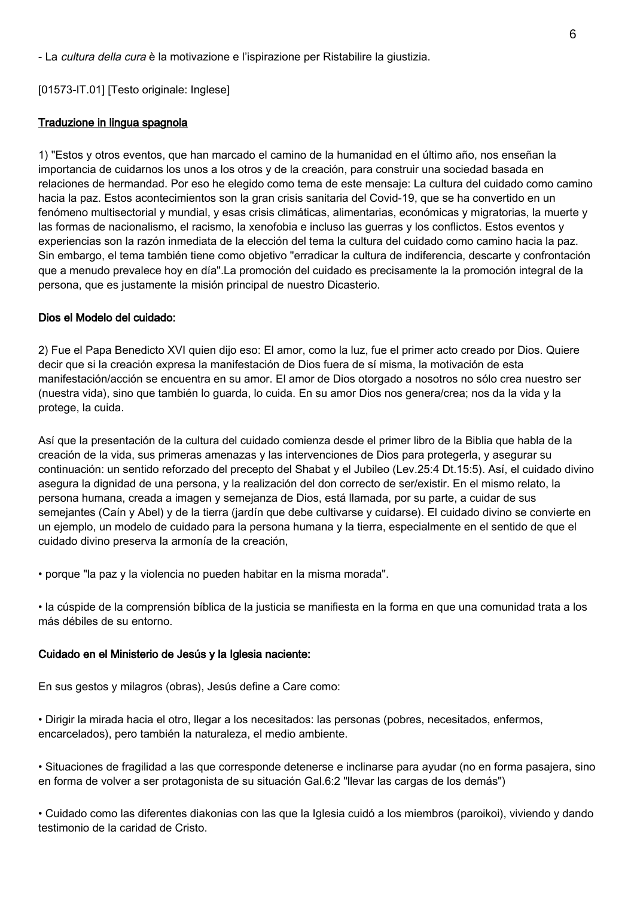- La *cultura della cura* è la motivazione e l'ispirazione per Ristabilire la giustizia.

[01573-IT.01] [Testo originale: Inglese]

## Traduzione in lingua spagnola

1) "Estos y otros eventos, que han marcado el camino de la humanidad en el último año, nos enseñan la importancia de cuidarnos los unos a los otros y de la creación, para construir una sociedad basada en relaciones de hermandad. Por eso he elegido como tema de este mensaje: La cultura del cuidado como camino hacia la paz. Estos acontecimientos son la gran crisis sanitaria del Covid-19, que se ha convertido en un fenómeno multisectorial y mundial, y esas crisis climáticas, alimentarias, económicas y migratorias, la muerte y las formas de nacionalismo, el racismo, la xenofobia e incluso las guerras y los conflictos. Estos eventos y experiencias son la razón inmediata de la elección del tema la cultura del cuidado como camino hacia la paz. Sin embargo, el tema también tiene como objetivo "erradicar la cultura de indiferencia, descarte y confrontación que a menudo prevalece hoy en día".La promoción del cuidado es precisamente la la promoción integral de la persona, que es justamente la misión principal de nuestro Dicasterio.

### Dios el Modelo del cuidado:

2) Fue el Papa Benedicto XVI quien dijo eso: El amor, como la luz, fue el primer acto creado por Dios. Quiere decir que si la creación expresa la manifestación de Dios fuera de sí misma, la motivación de esta manifestación/acción se encuentra en su amor. El amor de Dios otorgado a nosotros no sólo crea nuestro ser (nuestra vida), sino que también lo guarda, lo cuida. En su amor Dios nos genera/crea; nos da la vida y la protege, la cuida.

Así que la presentación de la cultura del cuidado comienza desde el primer libro de la Biblia que habla de la creación de la vida, sus primeras amenazas y las intervenciones de Dios para protegerla, y asegurar su continuación: un sentido reforzado del precepto del Shabat y el Jubileo (Lev.25:4 Dt.15:5). Así, el cuidado divino asegura la dignidad de una persona, y la realización del don correcto de ser/existir. En el mismo relato, la persona humana, creada a imagen y semejanza de Dios, está llamada, por su parte, a cuidar de sus semejantes (Caín y Abel) y de la tierra (jardín que debe cultivarse y cuidarse). El cuidado divino se convierte en un ejemplo, un modelo de cuidado para la persona humana y la tierra, especialmente en el sentido de que el cuidado divino preserva la armonía de la creación,

- porque "la paz y la violencia no pueden habitar en la misma morada".

- la cúspide de la comprensión bíblica de la justicia se manifiesta en la forma en que una comunidad trata a los más débiles de su entorno.

### Cuidado en el Ministerio de Jesús y la Iglesia naciente:

En sus gestos y milagros (obras), Jesús define a Care como:

- Dirigir la mirada hacia el otro, llegar a los necesitados: las personas (pobres, necesitados, enfermos, encarcelados), pero también la naturaleza, el medio ambiente.

- Situaciones de fragilidad a las que corresponde detenerse e inclinarse para ayudar (no en forma pasajera, sino en forma de volver a ser protagonista de su situación Gal.6:2 "llevar las cargas de los demás")

- Cuidado como las diferentes diakonias con las que la Iglesia cuidó a los miembros (paroikoi), viviendo y dando testimonio de la caridad de Cristo.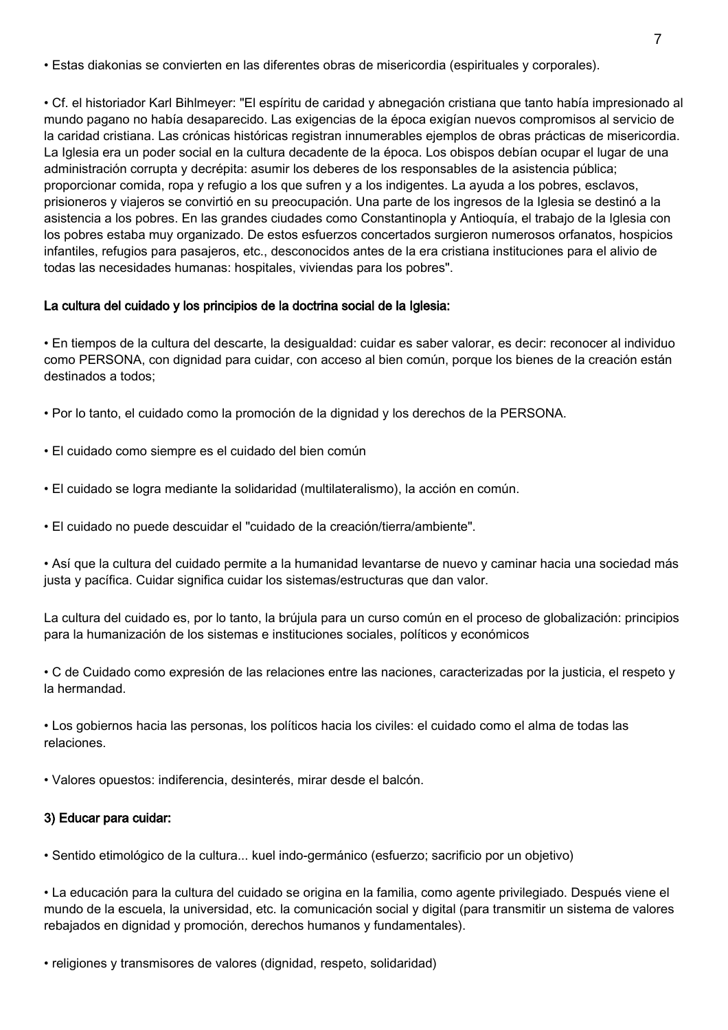• Estas diakonias se convierten en las diferentes obras de misericordia (espirituales y corporales).

• Cf. el historiador Karl Bihlmeyer: "El espíritu de caridad y abnegación cristiana que tanto había impresionado al mundo pagano no había desaparecido. Las exigencias de la época exigían nuevos compromisos al servicio de la caridad cristiana. Las crónicas históricas registran innumerables ejemplos de obras prácticas de misericordia. La Iglesia era un poder social en la cultura decadente de la época. Los obispos debían ocupar el lugar de una administración corrupta y decrépita: asumir los deberes de los responsables de la asistencia pública; proporcionar comida, ropa y refugio a los que sufren y a los indigentes. La ayuda a los pobres, esclavos, prisioneros y viajeros se convirtió en su preocupación. Una parte de los ingresos de la Iglesia se destinó a la asistencia a los pobres. En las grandes ciudades como Constantinopla y Antioquía, el trabajo de la Iglesia con los pobres estaba muy organizado. De estos esfuerzos concertados surgieron numerosos orfanatos, hospicios infantiles, refugios para pasajeros, etc., desconocidos antes de la era cristiana instituciones para el alivio de todas las necesidades humanas: hospitales, viviendas para los pobres".

**La cultura del cuidado y los principios de la doctrina social de la Iglesia:**

• En tiempos de la cultura del descarte, la desigualdad: cuidar es saber valorar, es decir: reconocer al individuo como PERSONA, con dignidad para cuidar, con acceso al bien común, porque los bienes de la creación están destinados a todos;

• Por lo tanto, el cuidado como la promoción de la dignidad y los derechos de la PERSONA.

• El cuidado como siempre es el cuidado del bien común

• El cuidado se logra mediante la solidaridad (multilateralismo), la acción en común.

• El cuidado no puede descuidar el "cuidado de la creación/tierra/ambiente".

• Así que la cultura del cuidado permite a la humanidad levantarse de nuevo y caminar hacia una sociedad más justa y pacífica. Cuidar significa cuidar los sistemas/estructuras que dan valor.

La cultura del cuidado es, por lo tanto, la brújula para un curso común en el proceso de globalización: principios para la humanización de los sistemas e instituciones sociales, políticos y económicos

• C de Cuidado como expresión de las relaciones entre las naciones, caracterizadas por la justicia, el respeto y la hermandad.

• Los gobiernos hacia las personas, los políticos hacia los civiles: el cuidado como el alma de todas las relaciones.

• Valores opuestos: indiferencia, desinterés, mirar desde el balcón.

**3) Educar para cuidar:**

• Sentido etimológico de la cultura... kuel indo-germánico (esfuerzo; sacrificio por un objetivo)

• La educación para la cultura del cuidado se origina en la familia, como agente privilegiado. Después viene el mundo de la escuela, la universidad, etc. la comunicación social y digital (para transmitir un sistema de valores rebajados en dignidad y promoción, derechos humanos y fundamentales).

• religiones y transmisores de valores (dignidad, respeto, solidaridad)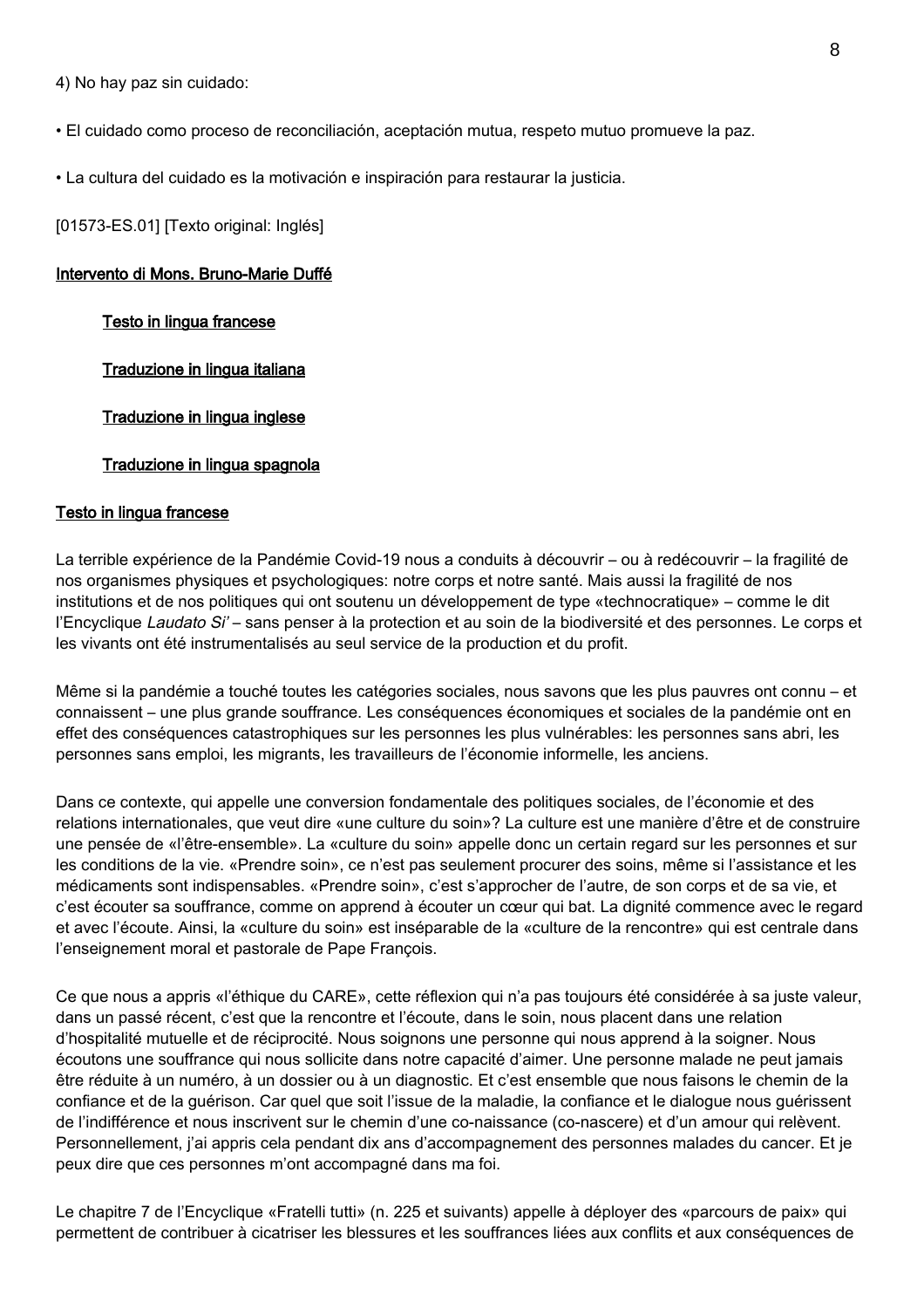4) No hay paz sin cuidado:

• El cuidado como proceso de reconciliación, aceptación mutua, respeto mutuo promueve la paz.

• La cultura del cuidado es la motivación e inspiración para restaurar la justicia.

[01573-ES.01] [Texto original: Inglés]

## Intervento di Mons. Bruno-Marie Duffé

- Testo in lingua francese
- Traduzione in lingua italiana
- Traduzione in lingua inglese
- Traduzione in lingua spagnola

### Testo in lingua francese

La terrible expérience de la Pandémie Covid-19 nous a conduits à découvrir – ou à redécouvrir – la fragilité de nos organismes physiques et psychologiques: notre corps et notre santé. Mais aussi la fragilité de nos institutions et de nos politiques qui ont soutenu un développement de type «technocratique» – comme le dit l'Encyclique *Laudato Si'* – sans penser à la protection et au soin de la biodiversité et des personnes. Le corps et les vivants ont été instrumentalisés au seul service de la production et du profit.

Même si la pandémie a touché toutes les catégories sociales, nous savons que les plus pauvres ont connu – et connaissent – une plus grande souffrance. Les conséquences économiques et sociales de la pandémie ont en effet des conséquences catastrophiques sur les personnes les plus vulnérables: les personnes sans abri, les personnes sans emploi, les migrants, les travailleurs de l'économie informelle, les anciens.

Dans ce contexte, qui appelle une conversion fondamentale des politiques sociales, de l'économie et des relations internationales, que veut dire «une culture du soin»? La culture est une manière d'être et de construire une pensée de «l'être-ensemble». La «culture du soin» appelle donc un certain regard sur les personnes et sur les conditions de la vie. «Prendre soin», ce n'est pas seulement procurer des soins, même si l'assistance et les médicaments sont indispensables. «Prendre soin», c'est s'approcher de l'autre, de son corps et de sa vie, et c'est écouter sa souffrance, comme on apprend à écouter un cœur qui bat. La dignité commence avec le regard et avec l'écoute. Ainsi, la «culture du soin» est inséparable de la «culture de la rencontre» qui est centrale dans l'enseignement moral et pastorale de Pape François.

Ce que nous a appris «l'éthique du CARE», cette réflexion qui n'a pas toujours été considérée à sa juste valeur, dans un passé récent, c'est que la rencontre et l'écoute, dans le soin, nous placent dans une relation d'hospitalité mutuelle et de réciprocité. Nous soignons une personne qui nous apprend à la soigner. Nous écoutons une souffrance qui nous sollicite dans notre capacité d'aimer. Une personne malade ne peut jamais être réduite à un numéro, à un dossier ou à un diagnostic. Et c'est ensemble que nous faisons le chemin de la confiance et de la guérison. Car quel que soit l'issue de la maladie, la confiance et le dialogue nous guérissent de l'indifférence et nous inscrivent sur le chemin d'une co-naissance (co-nascere) et d'un amour qui relèvent. Personnellement, j'ai appris cela pendant dix ans d'accompagnement des personnes malades du cancer. Et je peux dire que ces personnes m'ont accompagné dans ma foi.

Le chapitre 7 de l'Encyclique «Fratelli tutti» (n. 225 et suivants) appelle à déployer des «parcours de paix» qui permettent de contribuer à cicatriser les blessures et les souffrances liées aux conflits et aux conséquences de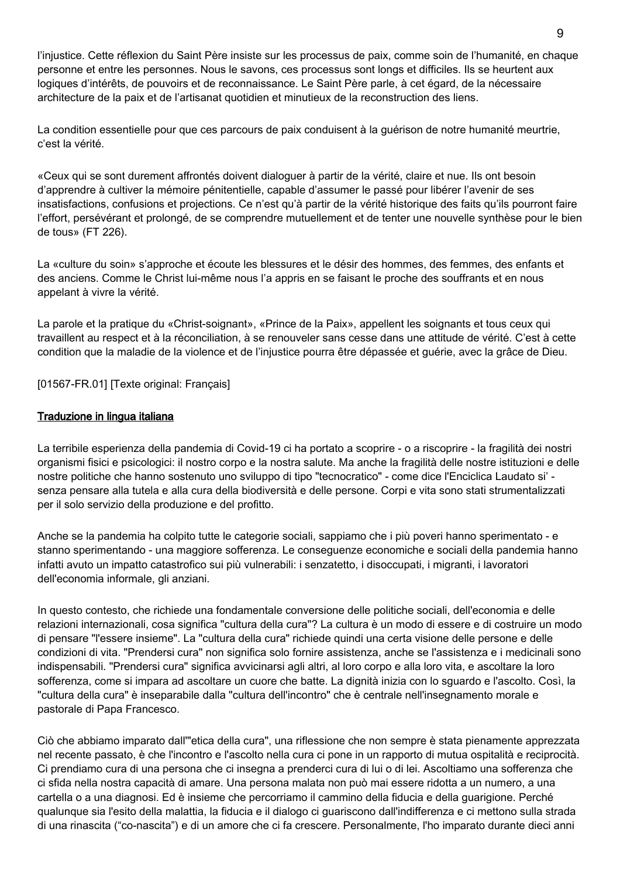l'injustice. Cette réflexion du Saint Père insiste sur les processus de paix, comme soin de l'humanité, en chaque personne et entre les personnes. Nous le savons, ces processus sont longs et difficiles. Ils se heurtent aux logiques d'intérêts, de pouvoirs et de reconnaissance. Le Saint Père parle, à cet égard, de la nécessaire architecture de la paix et de l'artisanat quotidien et minutieux de la reconstruction des liens.

La condition essentielle pour que ces parcours de paix conduisent à la guérison de notre humanité meurtrie, c'est la vérité.

«Ceux qui se sont durement affrontés doivent dialoguer à partir de la vérité, claire et nue. Ils ont besoin d'apprendre à cultiver la mémoire pénitentielle, capable d'assumer le passé pour libérer l'avenir de ses insatisfactions, confusions et projections. Ce n'est qu'à partir de la vérité historique des faits qu'ils pourront faire l'effort, persévérant et prolongé, de se comprendre mutuellement et de tenter une nouvelle synthèse pour le bien de tous» (FT 226).

La «culture du soin» s'approche et écoute les blessures et le désir des hommes, des femmes, des enfants et des anciens. Comme le Christ lui-même nous l'a appris en se faisant le proche des souffrants et en nous appelant à vivre la vérité.

La parole et la pratique du «Christ-soignant», «Prince de la Paix», appellent les soignants et tous ceux qui travaillent au respect et à la réconciliation, à se renouveler sans cesse dans une attitude de vérité. C'est à cette condition que la maladie de la violence et de l'injustice pourra être dépassée et guérie, avec la grâce de Dieu.

[01567-FR.01] [Texte original: Français]

## Traduzione in lingua italiana

La terribile esperienza della pandemia di Covid-19 ci ha portato a scoprire - o a riscoprire - la fragilità dei nostri organismi fisici e psicologici: il nostro corpo e la nostra salute. Ma anche la fragilità delle nostre istituzioni e delle nostre politiche che hanno sostenuto uno sviluppo di tipo "tecnocratico" - come dice l'Enciclica Laudato si' - senza pensare alla tutela e alla cura della biodiversità e delle persone. Corpi e vita sono stati strumentalizzati per il solo servizio della produzione e del profitto.

Anche se la pandemia ha colpito tutte le categorie sociali, sappiamo che i più poveri hanno sperimentato - e stanno sperimentando - una maggiore sofferenza. Le conseguenze economiche e sociali della pandemia hanno infatti avuto un impatto catastrofico sui più vulnerabili: i senzatetto, i disoccupati, i migranti, i lavoratori dell'economia informale, gli anziani.

In questo contesto, che richiede una fondamentale conversione delle politiche sociali, dell'economia e delle relazioni internazionali, cosa significa "cultura della cura"? La cultura è un modo di essere e di costruire un modo di pensare "l'essere insieme". La "cultura della cura" richiede quindi una certa visione delle persone e delle condizioni di vita. "Prendersi cura" non significa solo fornire assistenza, anche se l'assistenza e i medicinali sono indispensabili. "Prendersi cura" significa avvicinarsi agli altri, al loro corpo e alla loro vita, e ascoltare la loro sofferenza, come si impara ad ascoltare un cuore che batte. La dignità inizia con lo sguardo e l'ascolto. Così, la "cultura della cura" è inseparabile dalla "cultura dell'incontro" che è centrale nell'insegnamento morale e pastorale di Papa Francesco.

Ciò che abbiamo imparato dall'"etica della cura", una riflessione che non sempre è stata pienamente apprezzata nel recente passato, è che l'incontro e l'ascolto nella cura ci pone in un rapporto di mutua ospitalità e reciprocità. Ci prendiamo cura di una persona che ci insegna a prenderci cura di lui o di lei. Ascoltiamo una sofferenza che ci sfida nella nostra capacità di amare. Una persona malata non può mai essere ridotta a un numero, a una cartella o a una diagnosi. Ed è insieme che percorriamo il cammino della fiducia e della guarigione. Perché qualunque sia l'esito della malattia, la fiducia e il dialogo ci guariscono dall'indifferenza e ci mettono sulla strada di una rinascita ("co-nascita") e di un amore che ci fa crescere. Personalmente, l'ho imparato durante dieci anni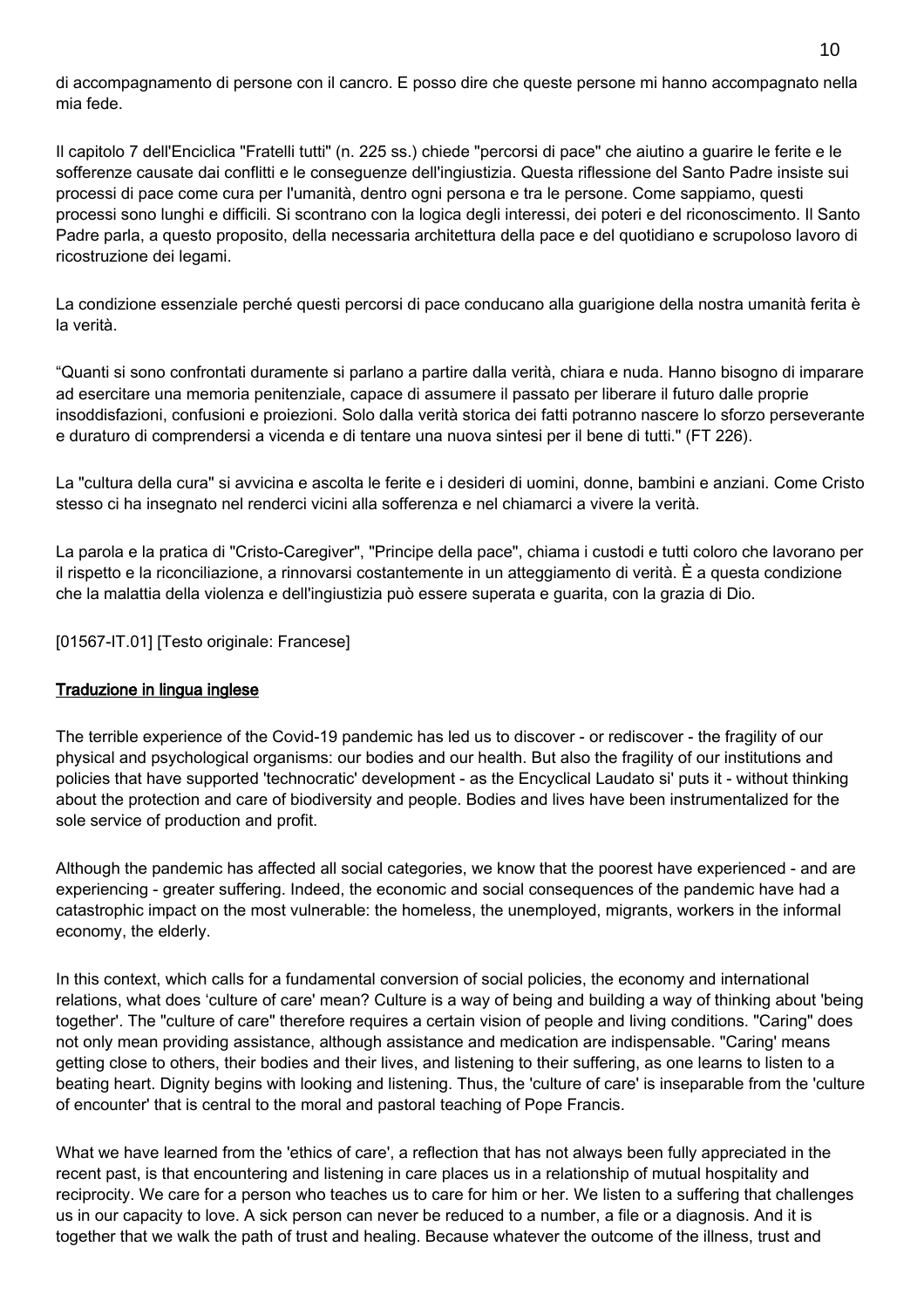di accompagnamento di persone con il cancro. E posso dire che queste persone mi hanno accompagnato nella mia fede.

Il capitolo 7 dell'Enciclica "Fratelli tutti" (n. 225 ss.) chiede "percorsi di pace" che aiutino a guarire le ferite e le sofferenze causate dai conflitti e le conseguenze dell'ingiustizia. Questa riflessione del Santo Padre insiste sui processi di pace come cura per l'umanità, dentro ogni persona e tra le persone. Come sappiamo, questi processi sono lunghi e difficili. Si scontrano con la logica degli interessi, dei poteri e del riconoscimento. Il Santo Padre parla, a questo proposito, della necessaria architettura della pace e del quotidiano e scrupoloso lavoro di ricostruzione dei legami.

La condizione essenziale perché questi percorsi di pace conducano alla guarigione della nostra umanità ferita è la verità.

"Quanti si sono confrontati duramente si parlano a partire dalla verità, chiara e nuda. Hanno bisogno di imparare ad esercitare una memoria penitenziale, capace di assumere il passato per liberare il futuro dalle proprie insoddisfazioni, confusioni e proiezioni. Solo dalla verità storica dei fatti potranno nascere lo sforzo perseverante e duraturo di comprendersi a vicenda e di tentare una nuova sintesi per il bene di tutti." (FT 226).

La "cultura della cura" si avvicina e ascolta le ferite e i desideri di uomini, donne, bambini e anziani. Come Cristo stesso ci ha insegnato nel renderci vicini alla sofferenza e nel chiamarci a vivere la verità.

La parola e la pratica di "Cristo-Caregiver", "Principe della pace", chiama i custodi e tutti coloro che lavorano per il rispetto e la riconciliazione, a rinnovarsi costantemente in un atteggiamento di verità. È a questa condizione che la malattia della violenza e dell'ingiustizia può essere superata e guarita, con la grazia di Dio.

[01567-IT.01] [Testo originale: Francese]

## Traduzione in lingua inglese

The terrible experience of the Covid-19 pandemic has led us to discover - or rediscover - the fragility of our physical and psychological organisms: our bodies and our health. But also the fragility of our institutions and policies that have supported 'technocratic' development - as the Encyclical Laudato si' puts it - without thinking about the protection and care of biodiversity and people. Bodies and lives have been instrumentalized for the sole service of production and profit.

Although the pandemic has affected all social categories, we know that the poorest have experienced - and are experiencing - greater suffering. Indeed, the economic and social consequences of the pandemic have had a catastrophic impact on the most vulnerable: the homeless, the unemployed, migrants, workers in the informal economy, the elderly.

In this context, which calls for a fundamental conversion of social policies, the economy and international relations, what does 'culture of care' mean? Culture is a way of being and building a way of thinking about 'being together'. The "culture of care" therefore requires a certain vision of people and living conditions. "Caring" does not only mean providing assistance, although assistance and medication are indispensable. "Caring' means getting close to others, their bodies and their lives, and listening to their suffering, as one learns to listen to a beating heart. Dignity begins with looking and listening. Thus, the 'culture of care' is inseparable from the 'culture of encounter' that is central to the moral and pastoral teaching of Pope Francis.

What we have learned from the 'ethics of care', a reflection that has not always been fully appreciated in the recent past, is that encountering and listening in care places us in a relationship of mutual hospitality and reciprocity. We care for a person who teaches us to care for him or her. We listen to a suffering that challenges us in our capacity to love. A sick person can never be reduced to a number, a file or a diagnosis. And it is together that we walk the path of trust and healing. Because whatever the outcome of the illness, trust and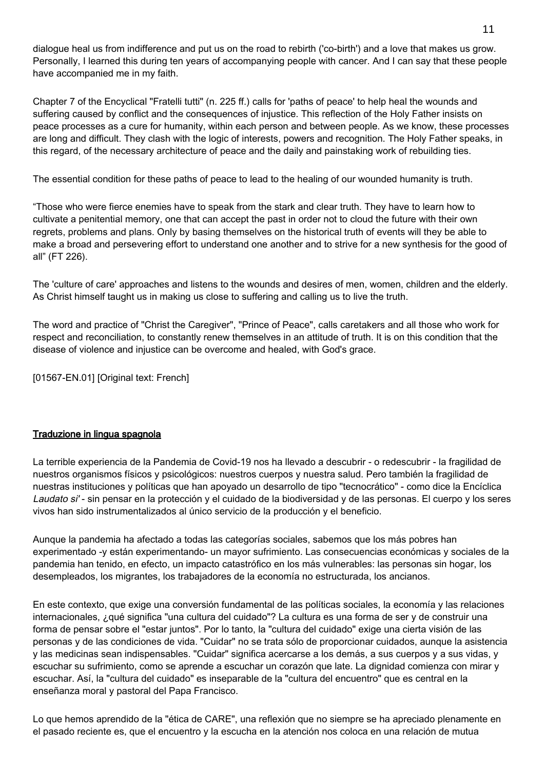dialogue heal us from indifference and put us on the road to rebirth ('co-birth') and a love that makes us grow. Personally, I learned this during ten years of accompanying people with cancer. And I can say that these people have accompanied me in my faith.

Chapter 7 of the Encyclical "Fratelli tutti" (n. 225 ff.) calls for 'paths of peace' to help heal the wounds and suffering caused by conflict and the consequences of injustice. This reflection of the Holy Father insists on peace processes as a cure for humanity, within each person and between people. As we know, these processes are long and difficult. They clash with the logic of interests, powers and recognition. The Holy Father speaks, in this regard, of the necessary architecture of peace and the daily and painstaking work of rebuilding ties.

The essential condition for these paths of peace to lead to the healing of our wounded humanity is truth.

“Those who were fierce enemies have to speak from the stark and clear truth. They have to learn how to cultivate a penitential memory, one that can accept the past in order not to cloud the future with their own regrets, problems and plans. Only by basing themselves on the historical truth of events will they be able to make a broad and persevering effort to understand one another and to strive for a new synthesis for the good of all” (FT 226).

The 'culture of care' approaches and listens to the wounds and desires of men, women, children and the elderly. As Christ himself taught us in making us close to suffering and calling us to live the truth.

The word and practice of "Christ the Caregiver", "Prince of Peace", calls caretakers and all those who work for respect and reconciliation, to constantly renew themselves in an attitude of truth. It is on this condition that the disease of violence and injustice can be overcome and healed, with God's grace.

[01567-EN.01] [Original text: French]

## Traduzione in lingua spagnola

La terrible experiencia de la Pandemia de Covid-19 nos ha llevado a descubrir - o redescubrir - la fragilidad de nuestros organismos físicos y psicológicos: nuestros cuerpos y nuestra salud. Pero también la fragilidad de nuestras instituciones y políticas que han apoyado un desarrollo de tipo "tecnocrático" - como dice la Encíclica *Laudato si'* - sin pensar en la protección y el cuidado de la biodiversidad y de las personas. El cuerpo y los seres vivos han sido instrumentalizados al único servicio de la producción y el beneficio.

Aunque la pandemia ha afectado a todas las categorías sociales, sabemos que los más pobres han experimentado -y están experimentando- un mayor sufrimiento. Las consecuencias económicas y sociales de la pandemia han tenido, en efecto, un impacto catastrófico en los más vulnerables: las personas sin hogar, los desempleados, los migrantes, los trabajadores de la economía no estructurada, los ancianos.

En este contexto, que exige una conversión fundamental de las políticas sociales, la economía y las relaciones internacionales, ¿qué significa "una cultura del cuidado"? La cultura es una forma de ser y de construir una forma de pensar sobre el "estar juntos". Por lo tanto, la "cultura del cuidado" exige una cierta visión de las personas y de las condiciones de vida. "Cuidar" no se trata sólo de proporcionar cuidados, aunque la asistencia y las medicinas sean indispensables. "Cuidar" significa acercarse a los demás, a sus cuerpos y a sus vidas, y escuchar su sufrimiento, como se aprende a escuchar un corazón que late. La dignidad comienza con mirar y escuchar. Así, la "cultura del cuidado" es inseparable de la "cultura del encuentro" que es central en la enseñanza moral y pastoral del Papa Francisco.

Lo que hemos aprendido de la "ética de CARE", una reflexión que no siempre se ha apreciado plenamente en el pasado reciente es, que el encuentro y la escucha en la atención nos coloca en una relación de mutua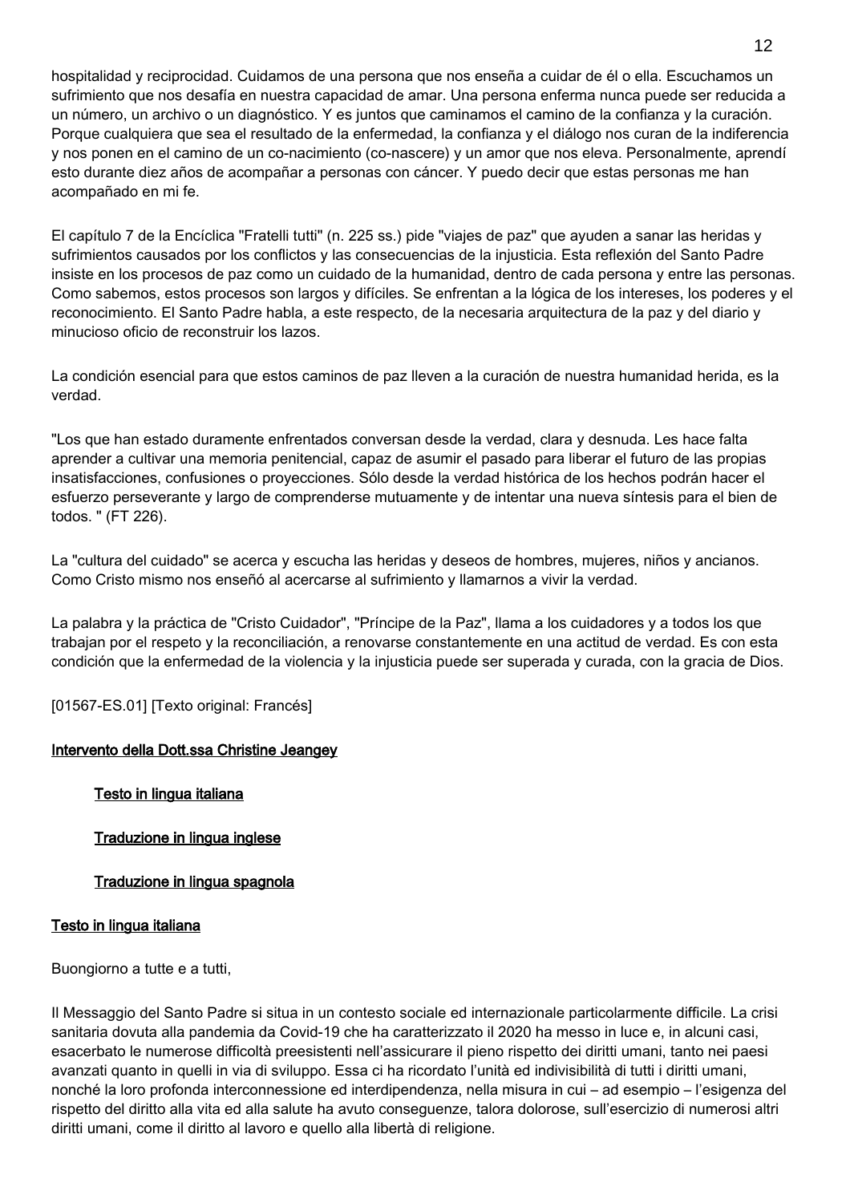hospitalidad y reciprocidad. Cuidamos de una persona que nos enseña a cuidar de él o ella. Escuchamos un sufrimiento que nos desafía en nuestra capacidad de amar. Una persona enferma nunca puede ser reducida a un número, un archivo o un diagnóstico. Y es juntos que caminamos el camino de la confianza y la curación. Porque cualquiera que sea el resultado de la enfermedad, la confianza y el diálogo nos curan de la indiferencia y nos ponen en el camino de un co-nacimiento (co-nascere) y un amor que nos eleva. Personalmente, aprendí esto durante diez años de acompañar a personas con cáncer. Y puedo decir que estas personas me han acompañado en mi fe.

El capítulo 7 de la Encíclica "Fratelli tutti" (n. 225 ss.) pide "viajes de paz" que ayuden a sanar las heridas y sufrimientos causados por los conflictos y las consecuencias de la injusticia. Esta reflexión del Santo Padre insiste en los procesos de paz como un cuidado de la humanidad, dentro de cada persona y entre las personas. Como sabemos, estos procesos son largos y difíciles. Se enfrentan a la lógica de los intereses, los poderes y el reconocimiento. El Santo Padre habla, a este respecto, de la necesaria arquitectura de la paz y del diario y minucioso oficio de reconstruir los lazos.

La condición esencial para que estos caminos de paz lleven a la curación de nuestra humanidad herida, es la verdad.

"Los que han estado duramente enfrentados conversan desde la verdad, clara y desnuda. Les hace falta aprender a cultivar una memoria penitencial, capaz de asumir el pasado para liberar el futuro de las propias insatisfacciones, confusiones o proyecciones. Sólo desde la verdad histórica de los hechos podrán hacer el esfuerzo perseverante y largo de comprenderse mutuamente y de intentar una nueva síntesis para el bien de todos. " (FT 226).

La "cultura del cuidado" se acerca y escucha las heridas y deseos de hombres, mujeres, niños y ancianos. Como Cristo mismo nos enseñó al acercarse al sufrimiento y llamarnos a vivir la verdad.

La palabra y la práctica de "Cristo Cuidador", "Príncipe de la Paz", llama a los cuidadores y a todos los que trabajan por el respeto y la reconciliación, a renovarse constantemente en una actitud de verdad. Es con esta condición que la enfermedad de la violencia y la injusticia puede ser superada y curada, con la gracia de Dios.

[01567-ES.01] [Texto original: Francés]

## Intervento della Dott.ssa Christine Jeangey

- Testo in lingua italiana
- Traduzione in lingua inglese
- Traduzione in lingua spagnola

### Testo in lingua italiana

Buongiorno a tutte e a tutti,

Il Messaggio del Santo Padre si situa in un contesto sociale ed internazionale particolarmente difficile. La crisi sanitaria dovuta alla pandemia da Covid-19 che ha caratterizzato il 2020 ha messo in luce e, in alcuni casi, esacerbato le numerose difficoltà preesistenti nell'assicurare il pieno rispetto dei diritti umani, tanto nei paesi avanzati quanto in quelli in via di sviluppo. Essa ci ha ricordato l'unità ed indivisibilità di tutti i diritti umani, nonché la loro profonda interconnessione ed interdipendenza, nella misura in cui – ad esempio – l'esigenza del rispetto del diritto alla vita ed alla salute ha avuto conseguenze, talora dolorose, sull'esercizio di numerosi altri diritti umani, come il diritto al lavoro e quello alla libertà di religione.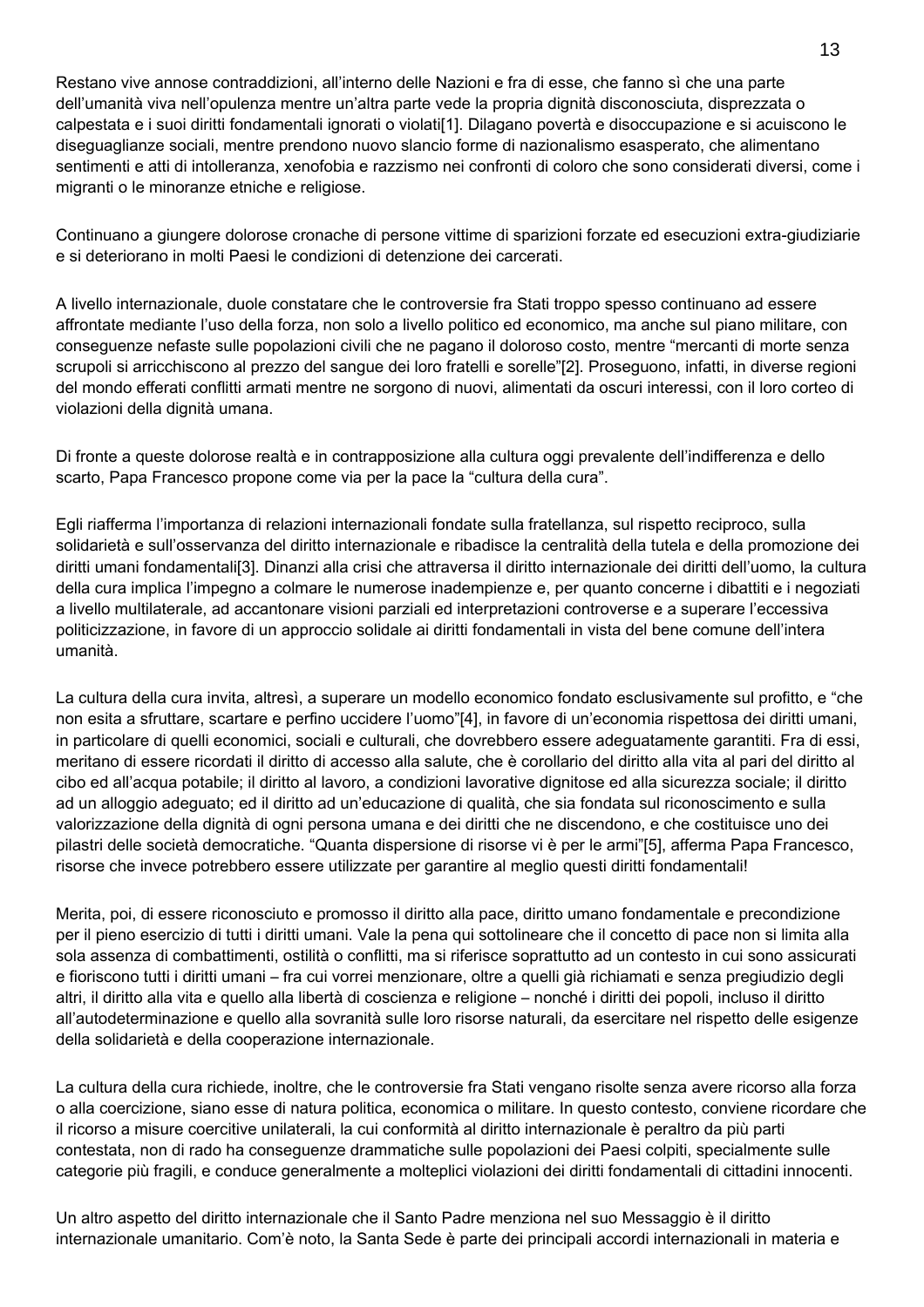Restano vive annose contraddizioni, all'interno delle Nazioni e fra di esse, che fanno sì che una parte dell'umanità viva nell'opulenza mentre un'altra parte vede la propria dignità disconosciuta, disprezzata o calpestata e i suoi diritti fondamentali ignorati o violati[1]. Dilagano povertà e disoccupazione e si acuiscono le diseguaglianze sociali, mentre prendono nuovo slancio forme di nazionalismo esasperato, che alimentano sentimenti e atti di intolleranza, xenofobia e razzismo nei confronti di coloro che sono considerati diversi, come i migranti o le minoranze etniche e religiose.

Continuano a giungere dolorose cronache di persone vittime di sparizioni forzate ed esecuzioni extra-giudiziarie e si deteriorano in molti Paesi le condizioni di detenzione dei carcerati.

A livello internazionale, duole constatare che le controversie fra Stati troppo spesso continuano ad essere affrontate mediante l'uso della forza, non solo a livello politico ed economico, ma anche sul piano militare, con conseguenze nefaste sulle popolazioni civili che ne pagano il doloroso costo, mentre "mercanti di morte senza scrupoli si arricchiscono al prezzo del sangue dei loro fratelli e sorelle"[2]. Proseguono, infatti, in diverse regioni del mondo efferati conflitti armati mentre ne sorgono di nuovi, alimentati da oscuri interessi, con il loro corteo di violazioni della dignità umana.

Di fronte a queste dolorose realtà e in contrapposizione alla cultura oggi prevalente dell'indifferenza e dello scarto, Papa Francesco propone come via per la pace la "cultura della cura".

Egli riafferma l'importanza di relazioni internazionali fondate sulla fratellanza, sul rispetto reciproco, sulla solidarietà e sull'osservanza del diritto internazionale e ribadisce la centralità della tutela e della promozione dei diritti umani fondamentali[3]. Dinanzi alla crisi che attraversa il diritto internazionale dei diritti dell'uomo, la cultura della cura implica l'impegno a colmare le numerose inadempienze e, per quanto concerne i dibattiti e i negoziati a livello multilaterale, ad accantonare visioni parziali ed interpretazioni controverse e a superare l'eccessiva politicizzazione, in favore di un approccio solidale ai diritti fondamentali in vista del bene comune dell'intera umanità.

La cultura della cura invita, altresì, a superare un modello economico fondato esclusivamente sul profitto, e "che non esita a sfruttare, scartare e perfino uccidere l'uomo"[4], in favore di un'economia rispettosa dei diritti umani, in particolare di quelli economici, sociali e culturali, che dovrebbero essere adeguatamente garantiti. Fra di essi, meritano di essere ricordati il diritto di accesso alla salute, che è corollario del diritto alla vita al pari del diritto al cibo ed all'acqua potabile; il diritto al lavoro, a condizioni lavorative dignitose ed alla sicurezza sociale; il diritto ad un alloggio adeguato; ed il diritto ad un'educazione di qualità, che sia fondata sul riconoscimento e sulla valorizzazione della dignità di ogni persona umana e dei diritti che ne discendono, e che costituisce uno dei pilastri delle società democratiche. "Quanta dispersione di risorse vi è per le armi"[5], afferma Papa Francesco, risorse che invece potrebbero essere utilizzate per garantire al meglio questi diritti fondamentali!

Merita, poi, di essere riconosciuto e promosso il diritto alla pace, diritto umano fondamentale e precondizione per il pieno esercizio di tutti i diritti umani. Vale la pena qui sottolineare che il concetto di pace non si limita alla sola assenza di combattimenti, ostilità o conflitti, ma si riferisce soprattutto ad un contesto in cui sono assicurati e fioriscono tutti i diritti umani – fra cui vorrei menzionare, oltre a quelli già richiamati e senza pregiudizio degli altri, il diritto alla vita e quello alla libertà di coscienza e religione – nonché i diritti dei popoli, incluso il diritto all'autodeterminazione e quello alla sovranità sulle loro risorse naturali, da esercitare nel rispetto delle esigenze della solidarietà e della cooperazione internazionale.

La cultura della cura richiede, inoltre, che le controversie fra Stati vengano risolte senza avere ricorso alla forza o alla coercizione, siano esse di natura politica, economica o militare. In questo contesto, conviene ricordare che il ricorso a misure coercitive unilaterali, la cui conformità al diritto internazionale è peraltro da più parti contestata, non di rado ha conseguenze drammatiche sulle popolazioni dei Paesi colpiti, specialmente sulle categorie più fragili, e conduce generalmente a molteplici violazioni dei diritti fondamentali di cittadini innocenti.

Un altro aspetto del diritto internazionale che il Santo Padre menziona nel suo Messaggio è il diritto internazionale umanitario. Com'è noto, la Santa Sede è parte dei principali accordi internazionali in materia e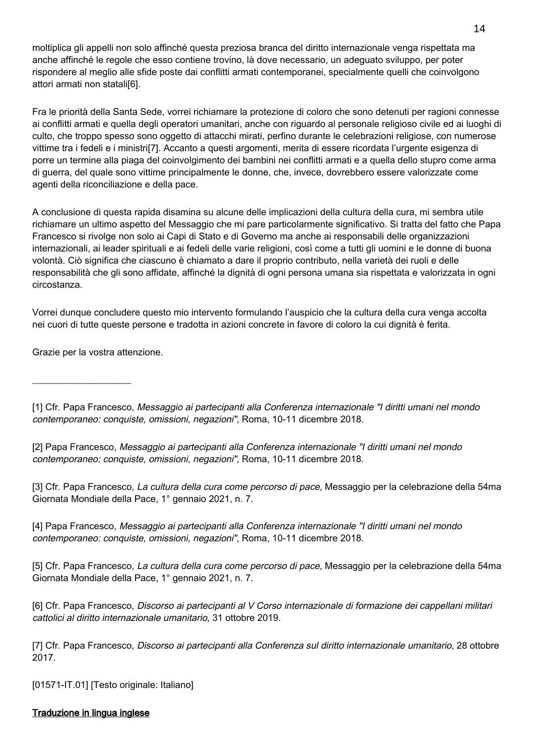moltiplica gli appelli non solo affinché questa preziosa branca del diritto internazionale venga rispettata ma anche affinché le regole che esso contiene trovino, là dove necessario, un adeguato sviluppo, per poter rispondere al meglio alle sfide poste dai conflitti armati contemporanei, specialmente quelli che coinvolgono attori armati non statali[6].

Fra le priorità della Santa Sede, vorrei richiamare la protezione di coloro che sono detenuti per ragioni connesse ai conflitti armati e quella degli operatori umanitari, anche con riguardo al personale religioso civile ed ai luoghi di culto, che troppo spesso sono oggetto di attacchi mirati, perfino durante le celebrazioni religiose, con numerose vittime tra i fedeli e i ministri[7]. Accanto a questi argomenti, merita di essere ricordata l'urgente esigenza di porre un termine alla piaga del coinvolgimento dei bambini nei conflitti armati e a quella dello stupro come arma di guerra, del quale sono vittime principalmente le donne, che, invece, dovrebbero essere valorizzate come agenti della riconciliazione e della pace.

A conclusione di questa rapida disamina su alcune delle implicazioni della cultura della cura, mi sembra utile richiamare un ultimo aspetto del Messaggio che mi pare particolarmente significativo. Si tratta del fatto che Papa Francesco si rivolge non solo ai Capi di Stato e di Governo ma anche ai responsabili delle organizzazioni internazionali, ai leader spirituali e ai fedeli delle varie religioni, così come a tutti gli uomini e le donne di buona volontà. Ciò significa che ciascuno è chiamato a dare il proprio contributo, nella varietà dei ruoli e delle responsabilità che gli sono affidate, affinché la dignità di ogni persona umana sia rispettata e valorizzata in ogni circostanza.

Vorrei dunque concludere questo mio intervento formulando l'auspicio che la cultura della cura venga accolta nei cuori di tutte queste persone e tradotta in azioni concrete in favore di coloro la cui dignità è ferita.

Grazie per la vostra attenzione.

___________________

[1] Cfr. Papa Francesco, *Messaggio ai partecipanti alla Conferenza internazionale "I diritti umani nel mondo contemporaneo: conquiste, omissioni, negazioni"*, Roma, 10-11 dicembre 2018.

[2] Papa Francesco, *Messaggio ai partecipanti alla Conferenza internazionale "I diritti umani nel mondo contemporaneo: conquiste, omissioni, negazioni"*, Roma, 10-11 dicembre 2018.

[3] Cfr. Papa Francesco, *La cultura della cura come percorso di pace*, Messaggio per la celebrazione della 54ma Giornata Mondiale della Pace, 1° gennaio 2021, n. 7.

[4] Papa Francesco, *Messaggio ai partecipanti alla Conferenza internazionale "I diritti umani nel mondo contemporaneo: conquiste, omissioni, negazioni"*, Roma, 10-11 dicembre 2018.

[5] Cfr. Papa Francesco, *La cultura della cura come percorso di pace*, Messaggio per la celebrazione della 54ma Giornata Mondiale della Pace, 1° gennaio 2021, n. 7.

[6] Cfr. Papa Francesco, *Discorso ai partecipanti al V Corso internazionale di formazione dei cappellani militari cattolici al diritto internazionale umanitario*, 31 ottobre 2019.

[7] Cfr. Papa Francesco, *Discorso ai partecipanti alla Conferenza sul diritto internazionale umanitario*, 28 ottobre 2017.

[01571-IT.01] [Testo originale: Italiano]

**Traduzione in lingua inglese**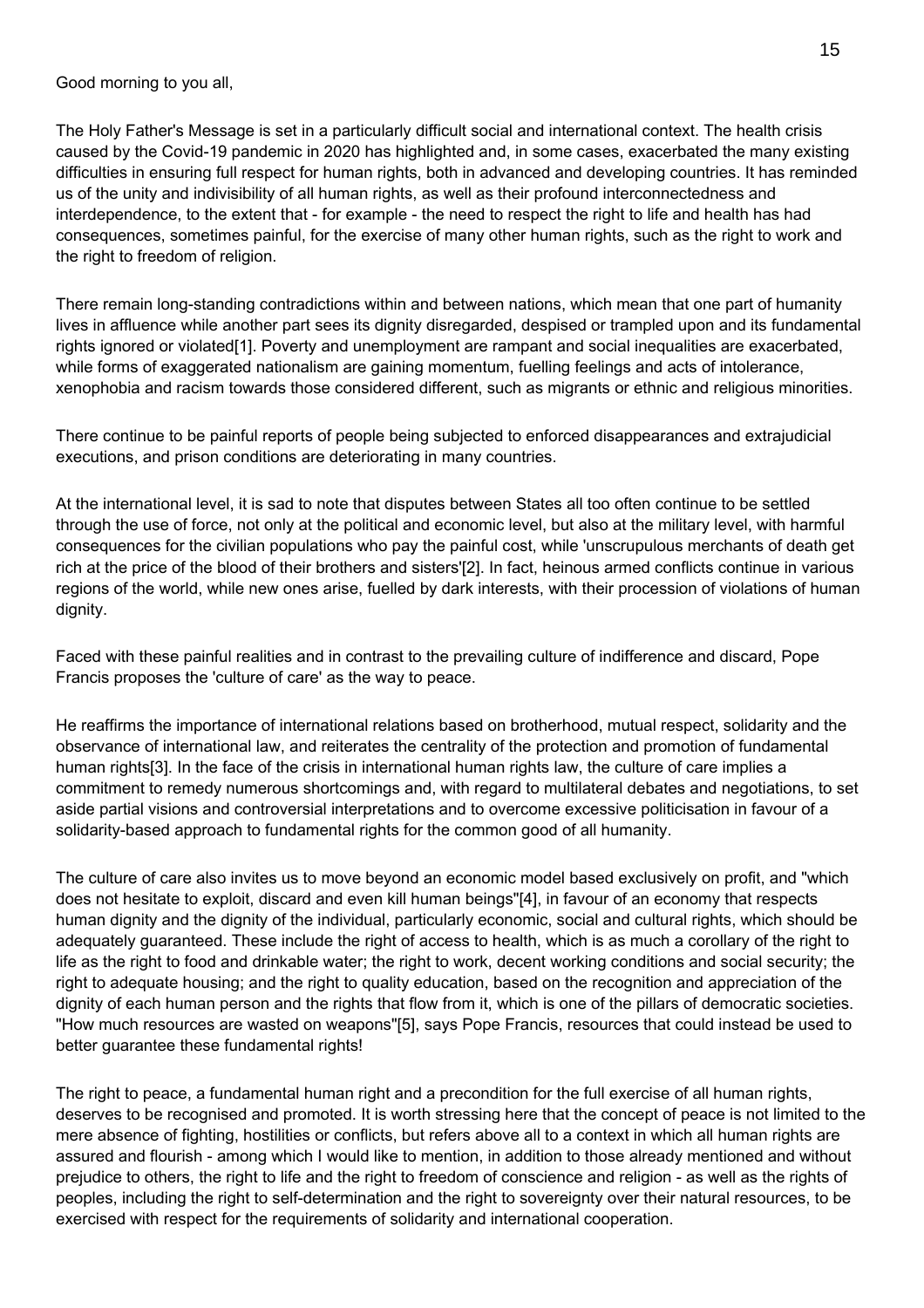Good morning to you all,

The Holy Father's Message is set in a particularly difficult social and international context. The health crisis caused by the Covid-19 pandemic in 2020 has highlighted and, in some cases, exacerbated the many existing difficulties in ensuring full respect for human rights, both in advanced and developing countries. It has reminded us of the unity and indivisibility of all human rights, as well as their profound interconnectedness and interdependence, to the extent that - for example - the need to respect the right to life and health has had consequences, sometimes painful, for the exercise of many other human rights, such as the right to work and the right to freedom of religion.

There remain long-standing contradictions within and between nations, which mean that one part of humanity lives in affluence while another part sees its dignity disregarded, despised or trampled upon and its fundamental rights ignored or violated[1]. Poverty and unemployment are rampant and social inequalities are exacerbated, while forms of exaggerated nationalism are gaining momentum, fuelling feelings and acts of intolerance, xenophobia and racism towards those considered different, such as migrants or ethnic and religious minorities.

There continue to be painful reports of people being subjected to enforced disappearances and extrajudicial executions, and prison conditions are deteriorating in many countries.

At the international level, it is sad to note that disputes between States all too often continue to be settled through the use of force, not only at the political and economic level, but also at the military level, with harmful consequences for the civilian populations who pay the painful cost, while 'unscrupulous merchants of death get rich at the price of the blood of their brothers and sisters'[2]. In fact, heinous armed conflicts continue in various regions of the world, while new ones arise, fuelled by dark interests, with their procession of violations of human dignity.

Faced with these painful realities and in contrast to the prevailing culture of indifference and discard, Pope Francis proposes the 'culture of care' as the way to peace.

He reaffirms the importance of international relations based on brotherhood, mutual respect, solidarity and the observance of international law, and reiterates the centrality of the protection and promotion of fundamental human rights[3]. In the face of the crisis in international human rights law, the culture of care implies a commitment to remedy numerous shortcomings and, with regard to multilateral debates and negotiations, to set aside partial visions and controversial interpretations and to overcome excessive politicisation in favour of a solidarity-based approach to fundamental rights for the common good of all humanity.

The culture of care also invites us to move beyond an economic model based exclusively on profit, and "which does not hesitate to exploit, discard and even kill human beings"[4], in favour of an economy that respects human dignity and the dignity of the individual, particularly economic, social and cultural rights, which should be adequately guaranteed. These include the right of access to health, which is as much a corollary of the right to life as the right to food and drinkable water; the right to work, decent working conditions and social security; the right to adequate housing; and the right to quality education, based on the recognition and appreciation of the dignity of each human person and the rights that flow from it, which is one of the pillars of democratic societies. "How much resources are wasted on weapons"[5], says Pope Francis, resources that could instead be used to better guarantee these fundamental rights!

The right to peace, a fundamental human right and a precondition for the full exercise of all human rights, deserves to be recognised and promoted. It is worth stressing here that the concept of peace is not limited to the mere absence of fighting, hostilities or conflicts, but refers above all to a context in which all human rights are assured and flourish - among which I would like to mention, in addition to those already mentioned and without prejudice to others, the right to life and the right to freedom of conscience and religion - as well as the rights of peoples, including the right to self-determination and the right to sovereignty over their natural resources, to be exercised with respect for the requirements of solidarity and international cooperation.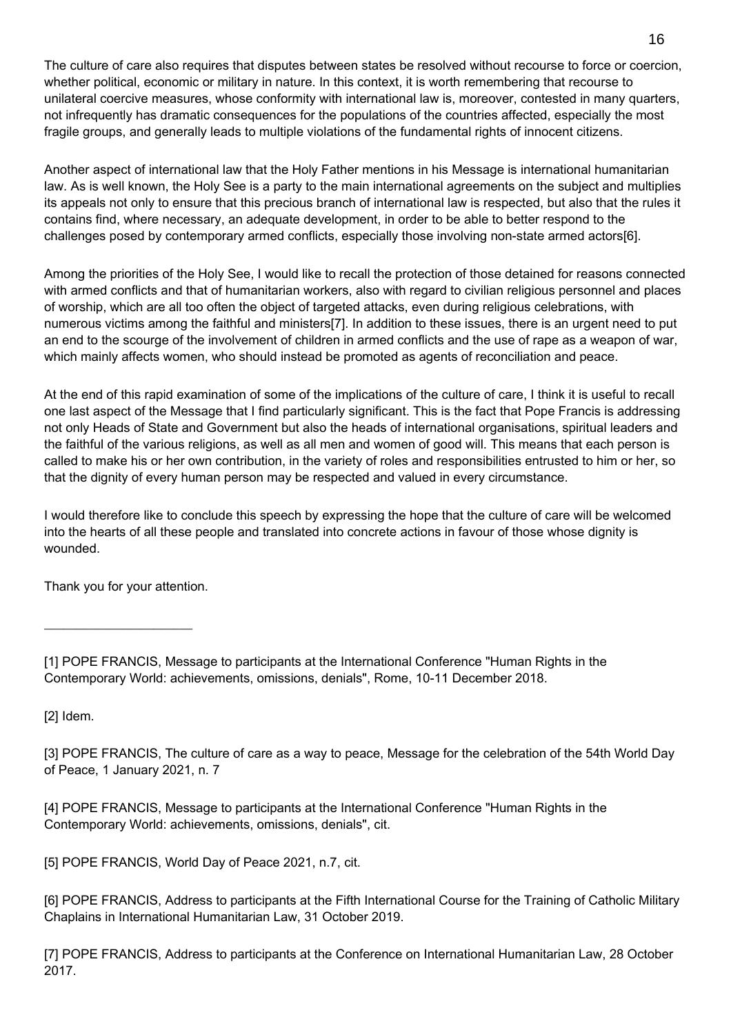The culture of care also requires that disputes between states be resolved without recourse to force or coercion, whether political, economic or military in nature. In this context, it is worth remembering that recourse to unilateral coercive measures, whose conformity with international law is, moreover, contested in many quarters, not infrequently has dramatic consequences for the populations of the countries affected, especially the most fragile groups, and generally leads to multiple violations of the fundamental rights of innocent citizens.

Another aspect of international law that the Holy Father mentions in his Message is international humanitarian law. As is well known, the Holy See is a party to the main international agreements on the subject and multiplies its appeals not only to ensure that this precious branch of international law is respected, but also that the rules it contains find, where necessary, an adequate development, in order to be able to better respond to the challenges posed by contemporary armed conflicts, especially those involving non-state armed actors[6].

Among the priorities of the Holy See, I would like to recall the protection of those detained for reasons connected with armed conflicts and that of humanitarian workers, also with regard to civilian religious personnel and places of worship, which are all too often the object of targeted attacks, even during religious celebrations, with numerous victims among the faithful and ministers[7]. In addition to these issues, there is an urgent need to put an end to the scourge of the involvement of children in armed conflicts and the use of rape as a weapon of war, which mainly affects women, who should instead be promoted as agents of reconciliation and peace.

At the end of this rapid examination of some of the implications of the culture of care, I think it is useful to recall one last aspect of the Message that I find particularly significant. This is the fact that Pope Francis is addressing not only Heads of State and Government but also the heads of international organisations, spiritual leaders and the faithful of the various religions, as well as all men and women of good will. This means that each person is called to make his or her own contribution, in the variety of roles and responsibilities entrusted to him or her, so that the dignity of every human person may be respected and valued in every circumstance.

I would therefore like to conclude this speech by expressing the hope that the culture of care will be welcomed into the hearts of all these people and translated into concrete actions in favour of those whose dignity is wounded.

Thank you for your attention.

---

[1] POPE FRANCIS, Message to participants at the International Conference "Human Rights in the Contemporary World: achievements, omissions, denials", Rome, 10-11 December 2018.

[2] Idem.

[3] POPE FRANCIS, The culture of care as a way to peace, Message for the celebration of the 54th World Day of Peace, 1 January 2021, n. 7

[4] POPE FRANCIS, Message to participants at the International Conference "Human Rights in the Contemporary World: achievements, omissions, denials", cit.

[5] POPE FRANCIS, World Day of Peace 2021, n.7, cit.

[6] POPE FRANCIS, Address to participants at the Fifth International Course for the Training of Catholic Military Chaplains in International Humanitarian Law, 31 October 2019.

[7] POPE FRANCIS, Address to participants at the Conference on International Humanitarian Law, 28 October 2017.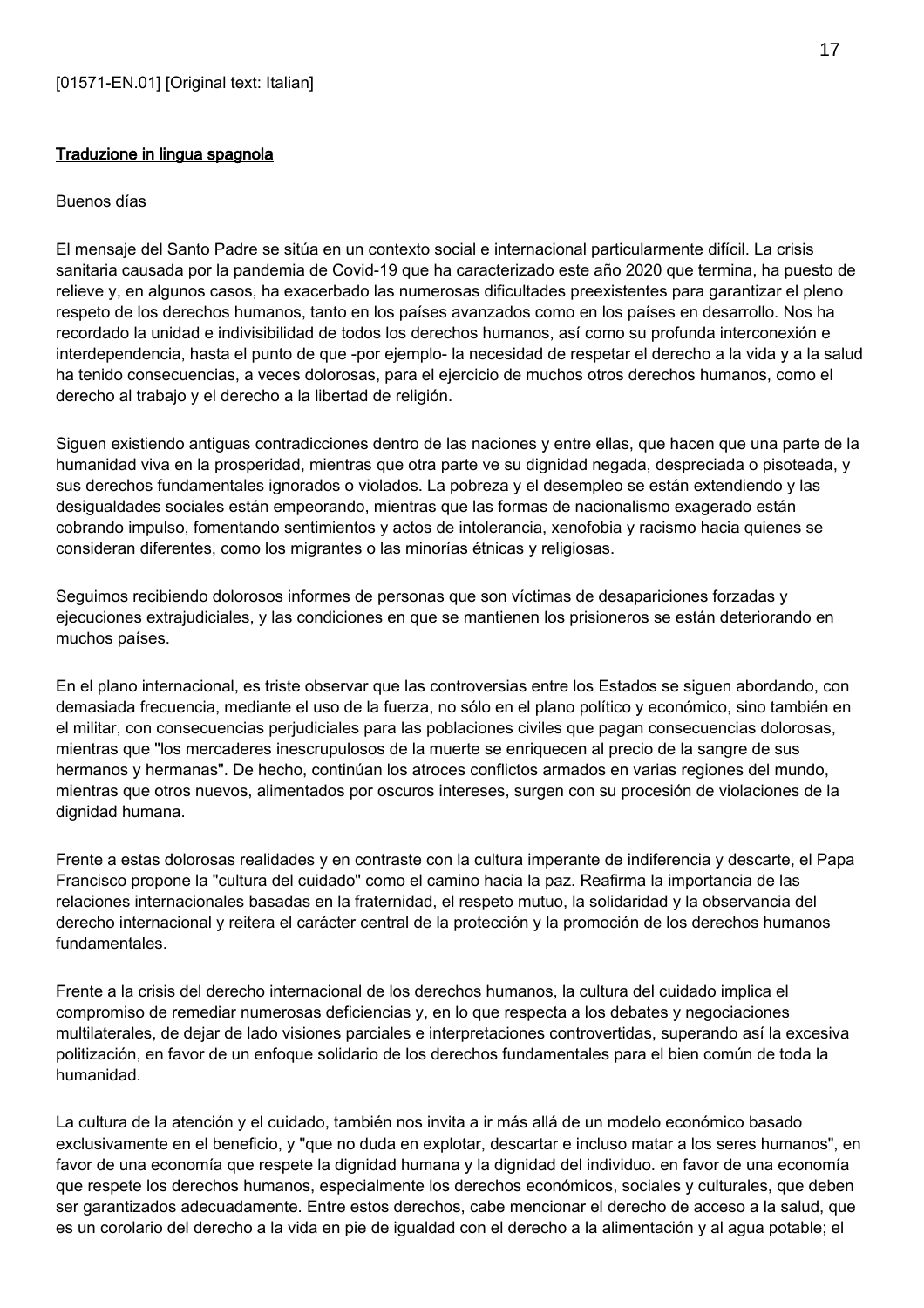[01571-EN.01] [Original text: Italian]

<u>Traduzione in lingua spagnola</u>

Buenos días

El mensaje del Santo Padre se sitúa en un contexto social e internacional particularmente difícil. La crisis sanitaria causada por la pandemia de Covid-19 que ha caracterizado este año 2020 que termina, ha puesto de relieve y, en algunos casos, ha exacerbado las numerosas dificultades preexistentes para garantizar el pleno respeto de los derechos humanos, tanto en los países avanzados como en los países en desarrollo. Nos ha recordado la unidad e indivisibilidad de todos los derechos humanos, así como su profunda interconexión e interdependencia, hasta el punto de que -por ejemplo- la necesidad de respetar el derecho a la vida y a la salud ha tenido consecuencias, a veces dolorosas, para el ejercicio de muchos otros derechos humanos, como el derecho al trabajo y el derecho a la libertad de religión.

Siguen existiendo antiguas contradicciones dentro de las naciones y entre ellas, que hacen que una parte de la humanidad viva en la prosperidad, mientras que otra parte ve su dignidad negada, despreciada o pisoteada, y sus derechos fundamentales ignorados o violados. La pobreza y el desempleo se están extendiendo y las desigualdades sociales están empeorando, mientras que las formas de nacionalismo exagerado están cobrando impulso, fomentando sentimientos y actos de intolerancia, xenofobia y racismo hacia quienes se consideran diferentes, como los migrantes o las minorías étnicas y religiosas.

Seguimos recibiendo dolorosos informes de personas que son víctimas de desapariciones forzadas y ejecuciones extrajudiciales, y las condiciones en que se mantienen los prisioneros se están deteriorando en muchos países.

En el plano internacional, es triste observar que las controversias entre los Estados se siguen abordando, con demasiada frecuencia, mediante el uso de la fuerza, no sólo en el plano político y económico, sino también en el militar, con consecuencias perjudiciales para las poblaciones civiles que pagan consecuencias dolorosas, mientras que "los mercaderes inescrupulosos de la muerte se enriquecen al precio de la sangre de sus hermanos y hermanas". De hecho, continúan los atroces conflictos armados en varias regiones del mundo, mientras que otros nuevos, alimentados por oscuros intereses, surgen con su procesión de violaciones de la dignidad humana.

Frente a estas dolorosas realidades y en contraste con la cultura imperante de indiferencia y descarte, el Papa Francisco propone la "cultura del cuidado" como el camino hacia la paz. Reafirma la importancia de las relaciones internacionales basadas en la fraternidad, el respeto mutuo, la solidaridad y la observancia del derecho internacional y reitera el carácter central de la protección y la promoción de los derechos humanos fundamentales.

Frente a la crisis del derecho internacional de los derechos humanos, la cultura del cuidado implica el compromiso de remediar numerosas deficiencias y, en lo que respecta a los debates y negociaciones multilaterales, de dejar de lado visiones parciales e interpretaciones controvertidas, superando así la excesiva politización, en favor de un enfoque solidario de los derechos fundamentales para el bien común de toda la humanidad.

La cultura de la atención y el cuidado, también nos invita a ir más allá de un modelo económico basado exclusivamente en el beneficio, y "que no duda en explotar, descartar e incluso matar a los seres humanos", en favor de una economía que respete la dignidad humana y la dignidad del individuo. en favor de una economía que respete los derechos humanos, especialmente los derechos económicos, sociales y culturales, que deben ser garantizados adecuadamente. Entre estos derechos, cabe mencionar el derecho de acceso a la salud, que es un corolario del derecho a la vida en pie de igualdad con el derecho a la alimentación y al agua potable; el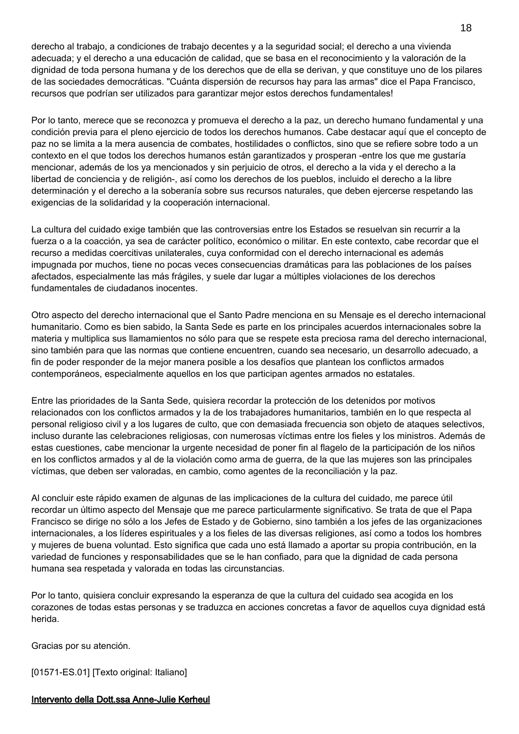derecho al trabajo, a condiciones de trabajo decentes y a la seguridad social; el derecho a una vivienda adecuada; y el derecho a una educación de calidad, que se basa en el reconocimiento y la valoración de la dignidad de toda persona humana y de los derechos que de ella se derivan, y que constituye uno de los pilares de las sociedades democráticas. "Cuánta dispersión de recursos hay para las armas" dice el Papa Francisco, recursos que podrían ser utilizados para garantizar mejor estos derechos fundamentales!

Por lo tanto, merece que se reconozca y promueva el derecho a la paz, un derecho humano fundamental y una condición previa para el pleno ejercicio de todos los derechos humanos. Cabe destacar aquí que el concepto de paz no se limita a la mera ausencia de combates, hostilidades o conflictos, sino que se refiere sobre todo a un contexto en el que todos los derechos humanos están garantizados y prosperan -entre los que me gustaría mencionar, además de los ya mencionados y sin perjuicio de otros, el derecho a la vida y el derecho a la libertad de conciencia y de religión-, así como los derechos de los pueblos, incluido el derecho a la libre determinación y el derecho a la soberanía sobre sus recursos naturales, que deben ejercerse respetando las exigencias de la solidaridad y la cooperación internacional.

La cultura del cuidado exige también que las controversias entre los Estados se resuelvan sin recurrir a la fuerza o a la coacción, ya sea de carácter político, económico o militar. En este contexto, cabe recordar que el recurso a medidas coercitivas unilaterales, cuya conformidad con el derecho internacional es además impugnada por muchos, tiene no pocas veces consecuencias dramáticas para las poblaciones de los países afectados, especialmente las más frágiles, y suele dar lugar a múltiples violaciones de los derechos fundamentales de ciudadanos inocentes.

Otro aspecto del derecho internacional que el Santo Padre menciona en su Mensaje es el derecho internacional humanitario. Como es bien sabido, la Santa Sede es parte en los principales acuerdos internacionales sobre la materia y multiplica sus llamamientos no sólo para que se respete esta preciosa rama del derecho internacional, sino también para que las normas que contiene encuentren, cuando sea necesario, un desarrollo adecuado, a fin de poder responder de la mejor manera posible a los desafíos que plantean los conflictos armados contemporáneos, especialmente aquellos en los que participan agentes armados no estatales.

Entre las prioridades de la Santa Sede, quisiera recordar la protección de los detenidos por motivos relacionados con los conflictos armados y la de los trabajadores humanitarios, también en lo que respecta al personal religioso civil y a los lugares de culto, que con demasiada frecuencia son objeto de ataques selectivos, incluso durante las celebraciones religiosas, con numerosas víctimas entre los fieles y los ministros. Además de estas cuestiones, cabe mencionar la urgente necesidad de poner fin al flagelo de la participación de los niños en los conflictos armados y al de la violación como arma de guerra, de la que las mujeres son las principales víctimas, que deben ser valoradas, en cambio, como agentes de la reconciliación y la paz.

Al concluir este rápido examen de algunas de las implicaciones de la cultura del cuidado, me parece útil recordar un último aspecto del Mensaje que me parece particularmente significativo. Se trata de que el Papa Francisco se dirige no sólo a los Jefes de Estado y de Gobierno, sino también a los jefes de las organizaciones internacionales, a los líderes espirituales y a los fieles de las diversas religiones, así como a todos los hombres y mujeres de buena voluntad. Esto significa que cada uno está llamado a aportar su propia contribución, en la variedad de funciones y responsabilidades que se le han confiado, para que la dignidad de cada persona humana sea respetada y valorada en todas las circunstancias.

Por lo tanto, quisiera concluir expresando la esperanza de que la cultura del cuidado sea acogida en los corazones de todas estas personas y se traduzca en acciones concretas a favor de aquellos cuya dignidad está herida.

Gracias por su atención.

[01571-ES.01] [Texto original: Italiano]

**Intervento della Dott.ssa Anne-Julie Kerheul**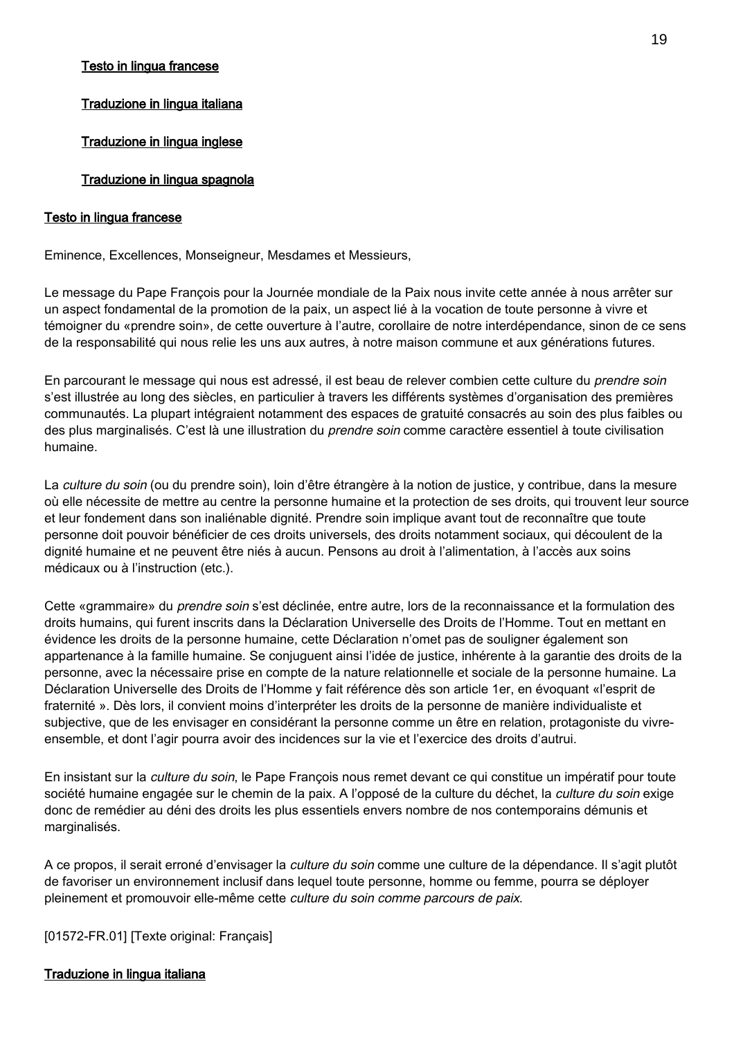Testo in lingua francese

Traduzione in lingua italiana

Traduzione in lingua inglese

Traduzione in lingua spagnola

**Testo in lingua francese**

Eminence, Excellences, Monseigneur, Mesdames et Messieurs,

Le message du Pape François pour la Journée mondiale de la Paix nous invite cette année à nous arrêter sur un aspect fondamental de la promotion de la paix, un aspect lié à la vocation de toute personne à vivre et témoigner du «prendre soin», de cette ouverture à l'autre, corollaire de notre interdépendance, sinon de ce sens de la responsabilité qui nous relie les uns aux autres, à notre maison commune et aux générations futures.

En parcourant le message qui nous est adressé, il est beau de relever combien cette culture du *prendre soin* s'est illustrée au long des siècles, en particulier à travers les différents systèmes d'organisation des premières communautés. La plupart intégraient notamment des espaces de gratuité consacrés au soin des plus faibles ou des plus marginalisés. C'est là une illustration du *prendre soin* comme caractère essentiel à toute civilisation humaine.

La *culture du soin* (ou du prendre soin), loin d'être étrangère à la notion de justice, y contribue, dans la mesure où elle nécessite de mettre au centre la personne humaine et la protection de ses droits, qui trouvent leur source et leur fondement dans son inaliénable dignité. Prendre soin implique avant tout de reconnaître que toute personne doit pouvoir bénéficier de ces droits universels, des droits notamment sociaux, qui découlent de la dignité humaine et ne peuvent être niés à aucun. Pensons au droit à l'alimentation, à l'accès aux soins médicaux ou à l'instruction (etc.).

Cette «grammaire» du *prendre soin* s'est déclinée, entre autre, lors de la reconnaissance et la formulation des droits humains, qui furent inscrits dans la Déclaration Universelle des Droits de l'Homme. Tout en mettant en évidence les droits de la personne humaine, cette Déclaration n'omet pas de souligner également son appartenance à la famille humaine. Se conjuguent ainsi l'idée de justice, inhérente à la garantie des droits de la personne, avec la nécessaire prise en compte de la nature relationnelle et sociale de la personne humaine. La Déclaration Universelle des Droits de l'Homme y fait référence dès son article 1er, en évoquant «l'esprit de fraternité ». Dès lors, il convient moins d'interpréter les droits de la personne de manière individualiste et subjective, que de les envisager en considérant la personne comme un être en relation, protagoniste du vivre-ensemble, et dont l'agir pourra avoir des incidences sur la vie et l'exercice des droits d'autrui.

En insistant sur la *culture du soin*, le Pape François nous remet devant ce qui constitue un impératif pour toute société humaine engagée sur le chemin de la paix. A l'opposé de la culture du déchet, la *culture du soin* exige donc de remédier au déni des droits les plus essentiels envers nombre de nos contemporains démunis et marginalisés.

A ce propos, il serait erroné d'envisager la *culture du soin* comme une culture de la dépendance. Il s'agit plutôt de favoriser un environnement inclusif dans lequel toute personne, homme ou femme, pourra se déployer pleinement et promouvoir elle-même cette *culture du soin comme parcours de paix*.

[01572-FR.01] [Texte original: Français]

**Traduzione in lingua italiana**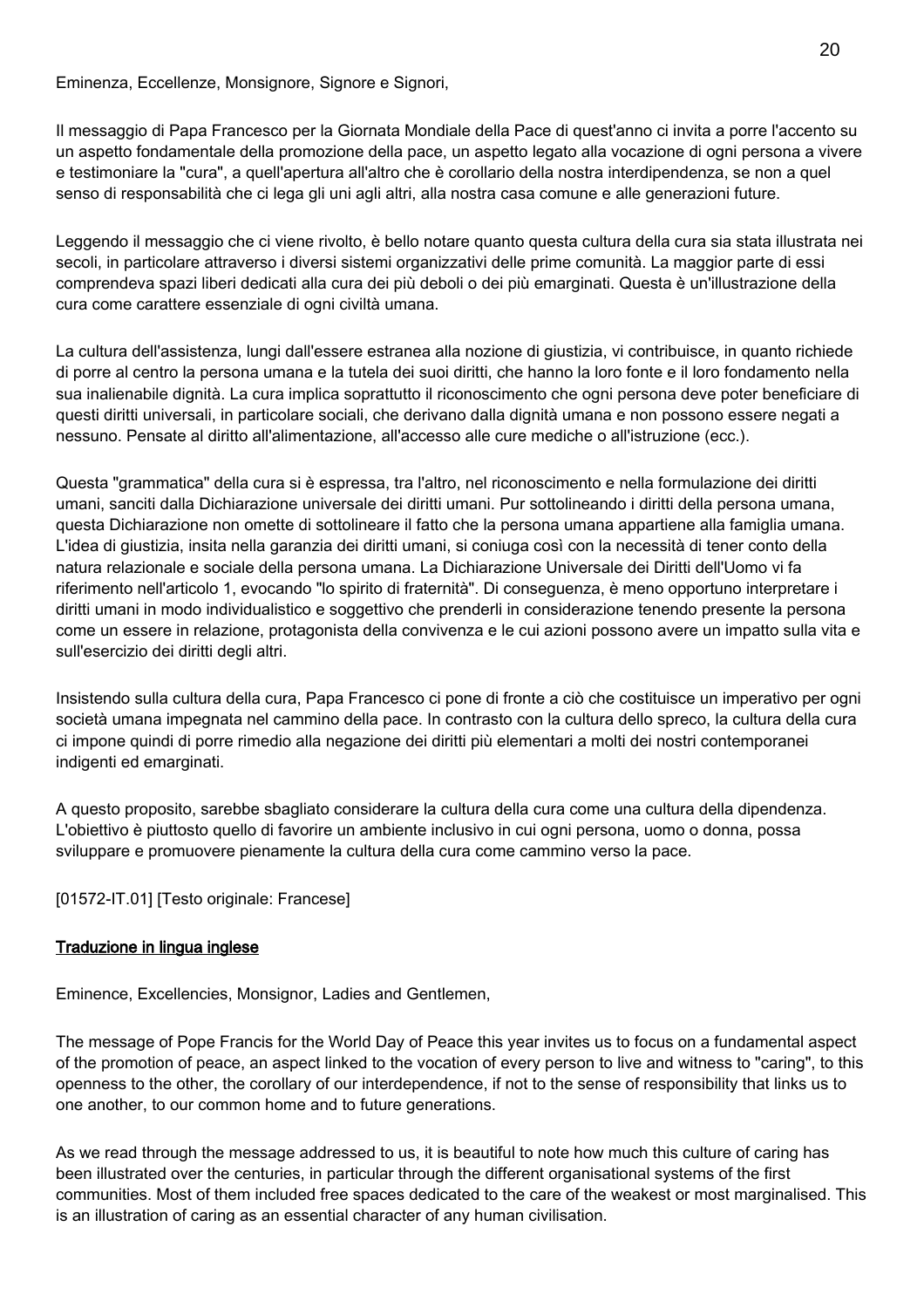Eminenza, Eccellenze, Monsignore, Signore e Signori,

Il messaggio di Papa Francesco per la Giornata Mondiale della Pace di quest'anno ci invita a porre l'accento su un aspetto fondamentale della promozione della pace, un aspetto legato alla vocazione di ogni persona a vivere e testimoniare la "cura", a quell'apertura all'altro che è corollario della nostra interdipendenza, se non a quel senso di responsabilità che ci lega gli uni agli altri, alla nostra casa comune e alle generazioni future.

Leggendo il messaggio che ci viene rivolto, è bello notare quanto questa cultura della cura sia stata illustrata nei secoli, in particolare attraverso i diversi sistemi organizzativi delle prime comunità. La maggior parte di essi comprendeva spazi liberi dedicati alla cura dei più deboli o dei più emarginati. Questa è un'illustrazione della cura come carattere essenziale di ogni civiltà umana.

La cultura dell'assistenza, lungi dall'essere estranea alla nozione di giustizia, vi contribuisce, in quanto richiede di porre al centro la persona umana e la tutela dei suoi diritti, che hanno la loro fonte e il loro fondamento nella sua inalienabile dignità. La cura implica soprattutto il riconoscimento che ogni persona deve poter beneficiare di questi diritti universali, in particolare sociali, che derivano dalla dignità umana e non possono essere negati a nessuno. Pensate al diritto all'alimentazione, all'accesso alle cure mediche o all'istruzione (ecc.).

Questa "grammatica" della cura si è espressa, tra l'altro, nel riconoscimento e nella formulazione dei diritti umani, sanciti dalla Dichiarazione universale dei diritti umani. Pur sottolineando i diritti della persona umana, questa Dichiarazione non omette di sottolineare il fatto che la persona umana appartiene alla famiglia umana. L'idea di giustizia, insita nella garanzia dei diritti umani, si coniuga così con la necessità di tener conto della natura relazionale e sociale della persona umana. La Dichiarazione Universale dei Diritti dell'Uomo vi fa riferimento nell'articolo 1, evocando "lo spirito di fraternità". Di conseguenza, è meno opportuno interpretare i diritti umani in modo individualistico e soggettivo che prenderli in considerazione tenendo presente la persona come un essere in relazione, protagonista della convivenza e le cui azioni possono avere un impatto sulla vita e sull'esercizio dei diritti degli altri.

Insistendo sulla cultura della cura, Papa Francesco ci pone di fronte a ciò che costituisce un imperativo per ogni società umana impegnata nel cammino della pace. In contrasto con la cultura dello spreco, la cultura della cura ci impone quindi di porre rimedio alla negazione dei diritti più elementari a molti dei nostri contemporanei indigenti ed emarginati.

A questo proposito, sarebbe sbagliato considerare la cultura della cura come una cultura della dipendenza. L'obiettivo è piuttosto quello di favorire un ambiente inclusivo in cui ogni persona, uomo o donna, possa sviluppare e promuovere pienamente la cultura della cura come cammino verso la pace.

[01572-IT.01] [Testo originale: Francese]

<u>**Traduzione in lingua inglese**</u>

Eminence, Excellencies, Monsignor, Ladies and Gentlemen,

The message of Pope Francis for the World Day of Peace this year invites us to focus on a fundamental aspect of the promotion of peace, an aspect linked to the vocation of every person to live and witness to "caring", to this openness to the other, the corollary of our interdependence, if not to the sense of responsibility that links us to one another, to our common home and to future generations.

As we read through the message addressed to us, it is beautiful to note how much this culture of caring has been illustrated over the centuries, in particular through the different organisational systems of the first communities. Most of them included free spaces dedicated to the care of the weakest or most marginalised. This is an illustration of caring as an essential character of any human civilisation.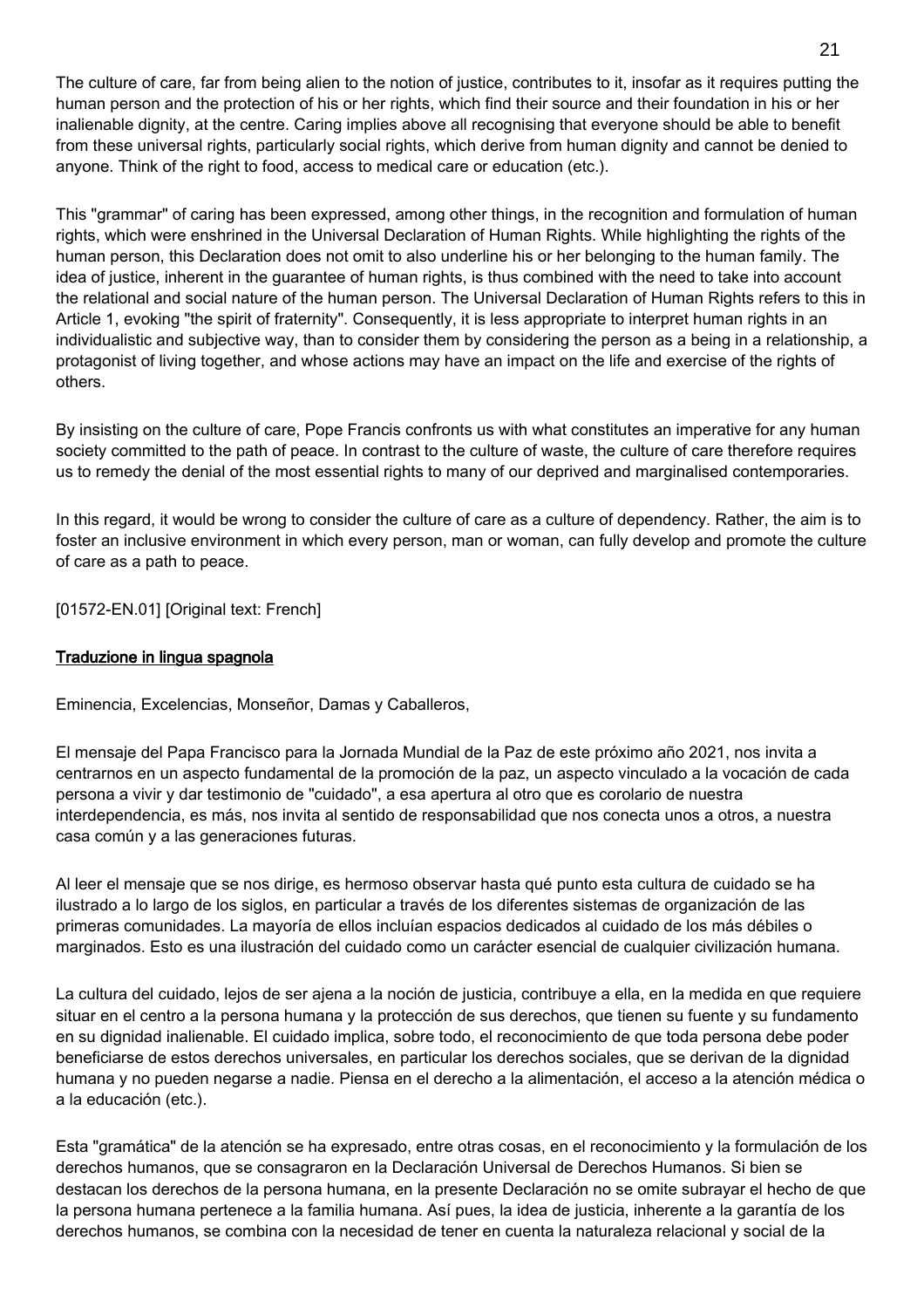The culture of care, far from being alien to the notion of justice, contributes to it, insofar as it requires putting the human person and the protection of his or her rights, which find their source and their foundation in his or her inalienable dignity, at the centre. Caring implies above all recognising that everyone should be able to benefit from these universal rights, particularly social rights, which derive from human dignity and cannot be denied to anyone. Think of the right to food, access to medical care or education (etc.).

This "grammar" of caring has been expressed, among other things, in the recognition and formulation of human rights, which were enshrined in the Universal Declaration of Human Rights. While highlighting the rights of the human person, this Declaration does not omit to also underline his or her belonging to the human family. The idea of justice, inherent in the guarantee of human rights, is thus combined with the need to take into account the relational and social nature of the human person. The Universal Declaration of Human Rights refers to this in Article 1, evoking "the spirit of fraternity". Consequently, it is less appropriate to interpret human rights in an individualistic and subjective way, than to consider them by considering the person as a being in a relationship, a protagonist of living together, and whose actions may have an impact on the life and exercise of the rights of others.

By insisting on the culture of care, Pope Francis confronts us with what constitutes an imperative for any human society committed to the path of peace. In contrast to the culture of waste, the culture of care therefore requires us to remedy the denial of the most essential rights to many of our deprived and marginalised contemporaries.

In this regard, it would be wrong to consider the culture of care as a culture of dependency. Rather, the aim is to foster an inclusive environment in which every person, man or woman, can fully develop and promote the culture of care as a path to peace.

[01572-EN.01] [Original text: French]

## Traduzione in lingua spagnola

Eminencia, Excelencias, Monseñor, Damas y Caballeros,

El mensaje del Papa Francisco para la Jornada Mundial de la Paz de este próximo año 2021, nos invita a centrarnos en un aspecto fundamental de la promoción de la paz, un aspecto vinculado a la vocación de cada persona a vivir y dar testimonio de "cuidado", a esa apertura al otro que es corolario de nuestra interdependencia, es más, nos invita al sentido de responsabilidad que nos conecta unos a otros, a nuestra casa común y a las generaciones futuras.

Al leer el mensaje que se nos dirige, es hermoso observar hasta qué punto esta cultura de cuidado se ha ilustrado a lo largo de los siglos, en particular a través de los diferentes sistemas de organización de las primeras comunidades. La mayoría de ellos incluían espacios dedicados al cuidado de los más débiles o marginados. Esto es una ilustración del cuidado como un carácter esencial de cualquier civilización humana.

La cultura del cuidado, lejos de ser ajena a la noción de justicia, contribuye a ella, en la medida en que requiere situar en el centro a la persona humana y la protección de sus derechos, que tienen su fuente y su fundamento en su dignidad inalienable. El cuidado implica, sobre todo, el reconocimiento de que toda persona debe poder beneficiarse de estos derechos universales, en particular los derechos sociales, que se derivan de la dignidad humana y no pueden negarse a nadie. Piensa en el derecho a la alimentación, el acceso a la atención médica o a la educación (etc.).

Esta "gramática" de la atención se ha expresado, entre otras cosas, en el reconocimiento y la formulación de los derechos humanos, que se consagraron en la Declaración Universal de Derechos Humanos. Si bien se destacan los derechos de la persona humana, en la presente Declaración no se omite subrayar el hecho de que la persona humana pertenece a la familia humana. Así pues, la idea de justicia, inherente a la garantía de los derechos humanos, se combina con la necesidad de tener en cuenta la naturaleza relacional y social de la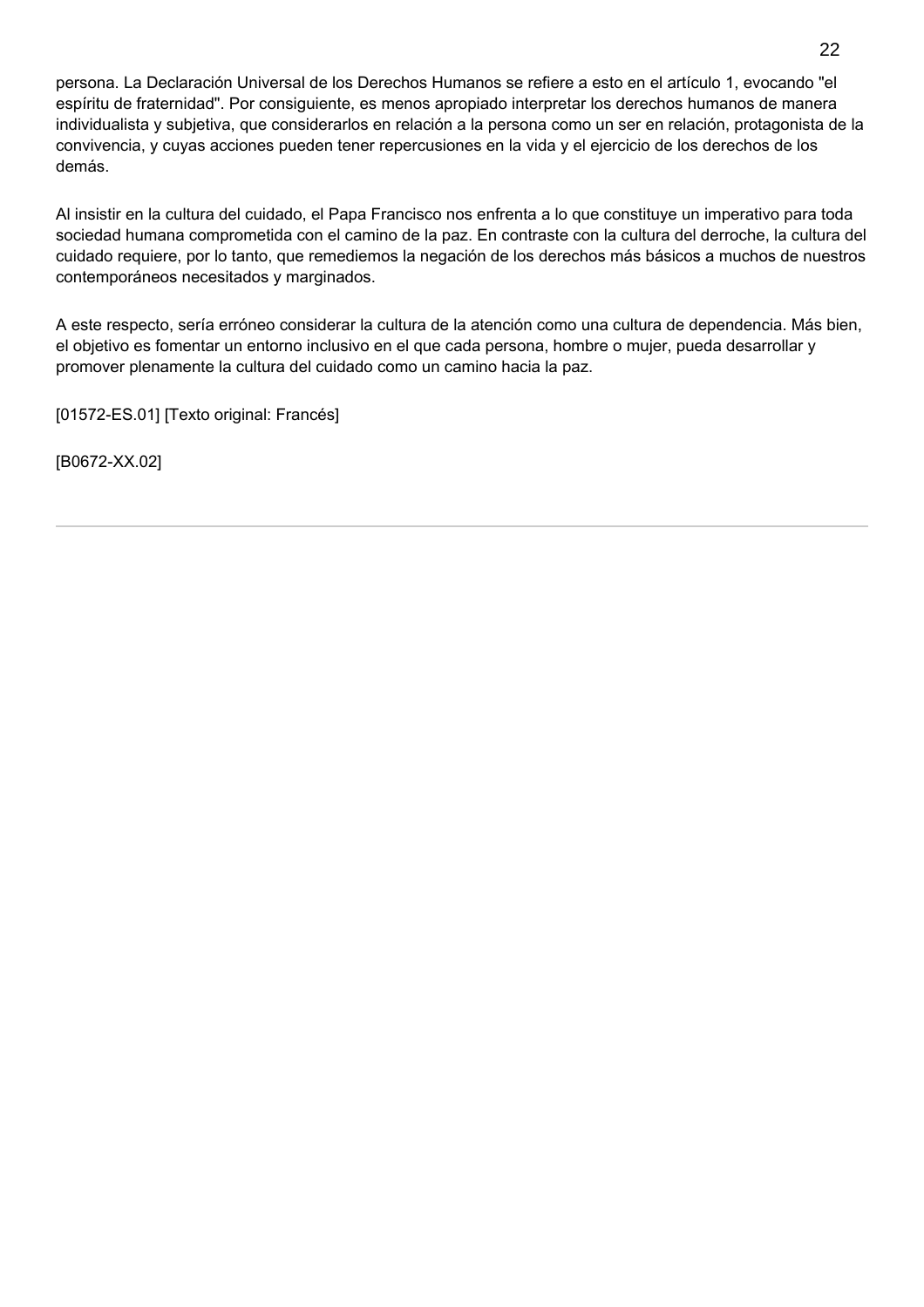persona. La Declaración Universal de los Derechos Humanos se refiere a esto en el artículo 1, evocando "el espíritu de fraternidad". Por consiguiente, es menos apropiado interpretar los derechos humanos de manera individualista y subjetiva, que considerarlos en relación a la persona como un ser en relación, protagonista de la convivencia, y cuyas acciones pueden tener repercusiones en la vida y el ejercicio de los derechos de los demás.

Al insistir en la cultura del cuidado, el Papa Francisco nos enfrenta a lo que constituye un imperativo para toda sociedad humana comprometida con el camino de la paz. En contraste con la cultura del derroche, la cultura del cuidado requiere, por lo tanto, que remediemos la negación de los derechos más básicos a muchos de nuestros contemporáneos necesitados y marginados.

A este respecto, sería erróneo considerar la cultura de la atención como una cultura de dependencia. Más bien, el objetivo es fomentar un entorno inclusivo en el que cada persona, hombre o mujer, pueda desarrollar y promover plenamente la cultura del cuidado como un camino hacia la paz.

[01572-ES.01] [Texto original: Francés]

[B0672-XX.02]

---